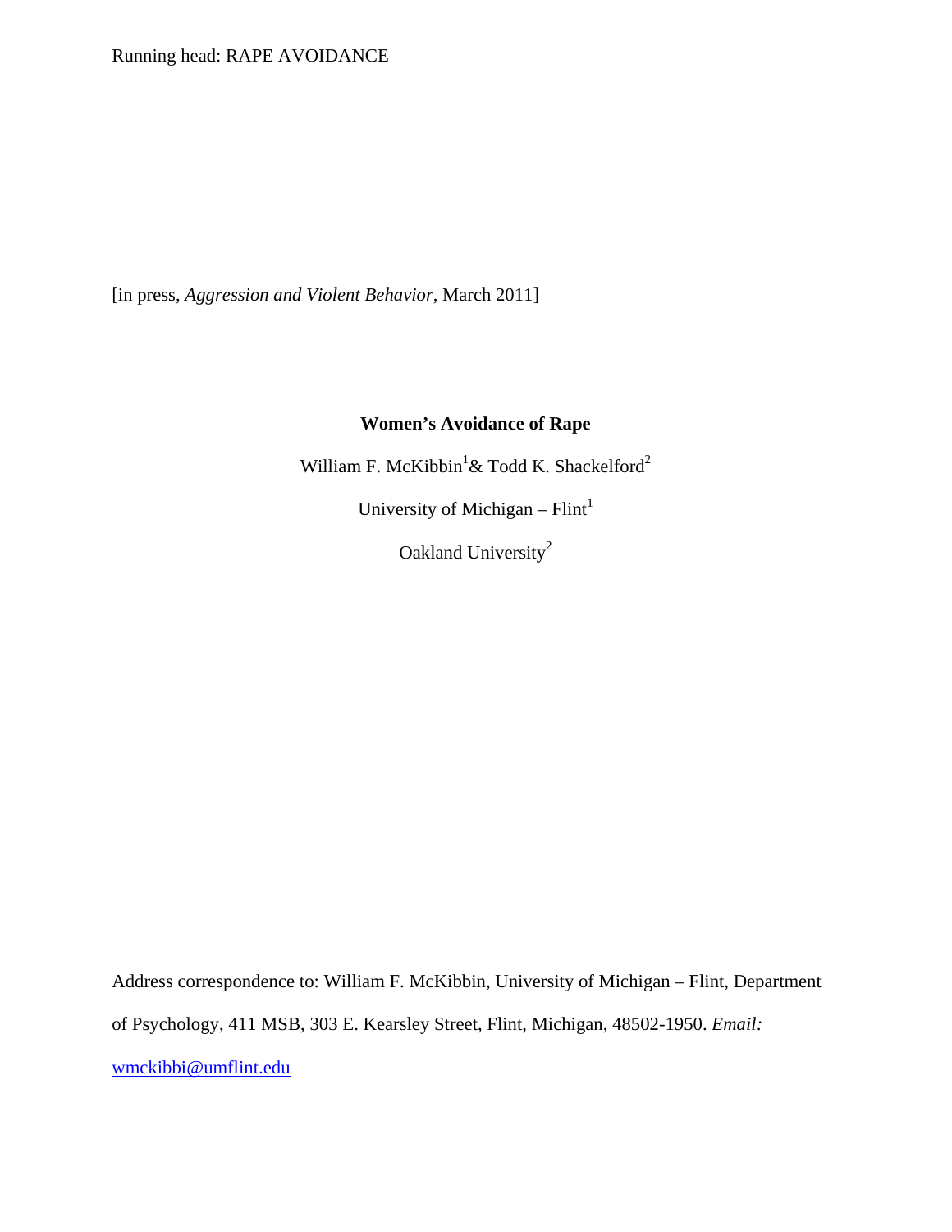[in press, *Aggression and Violent Behavior*, March 2011]

# Women's Avoidance of Rape

William F. McKibbin[1] & Todd K. Shackelford[2]

University of Michigan – Flint[1]

Oakland University[2]

Address correspondence to: William F. McKibbin, University of Michigan – Flint, Department of Psychology, 411 MSB, 303 E. Kearsley Street, Flint, Michigan, 48502-1950. *Email:* wmckibbi@umflint.edu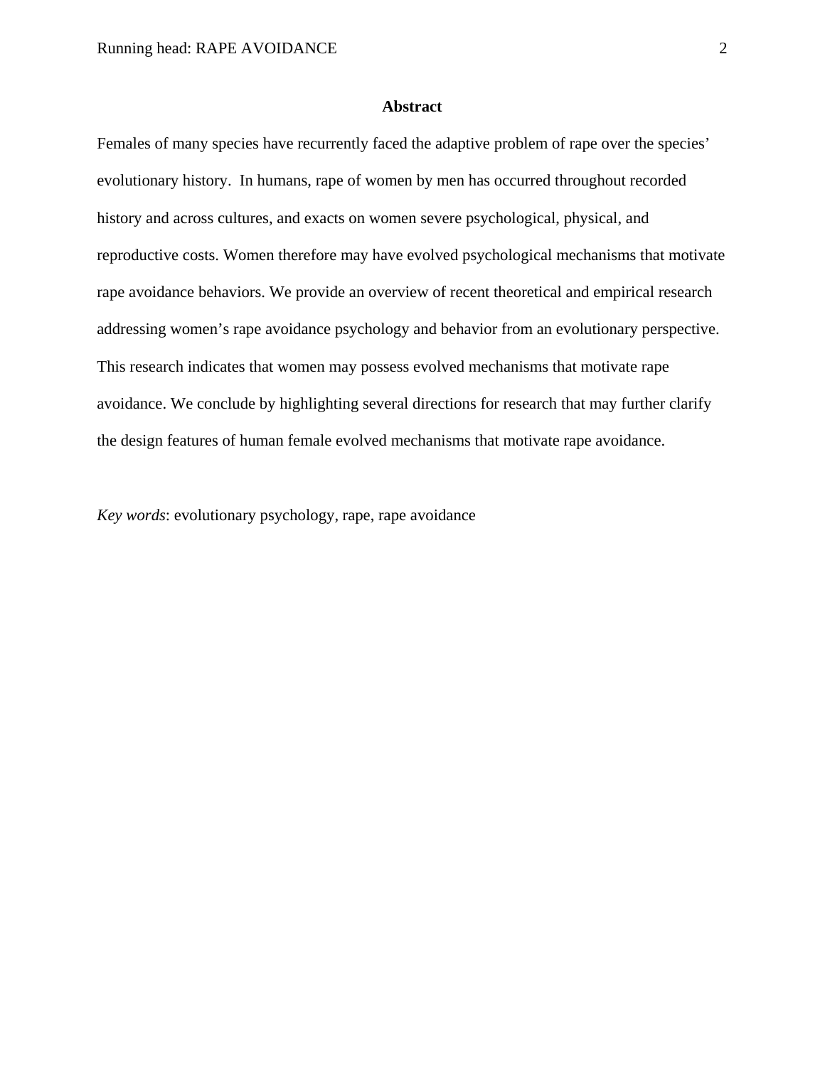## Abstract

Females of many species have recurrently faced the adaptive problem of rape over the species' evolutionary history. In humans, rape of women by men has occurred throughout recorded history and across cultures, and exacts on women severe psychological, physical, and reproductive costs. Women therefore may have evolved psychological mechanisms that motivate rape avoidance behaviors. We provide an overview of recent theoretical and empirical research addressing women's rape avoidance psychology and behavior from an evolutionary perspective. This research indicates that women may possess evolved mechanisms that motivate rape avoidance. We conclude by highlighting several directions for research that may further clarify the design features of human female evolved mechanisms that motivate rape avoidance.

*Key words*: evolutionary psychology, rape, rape avoidance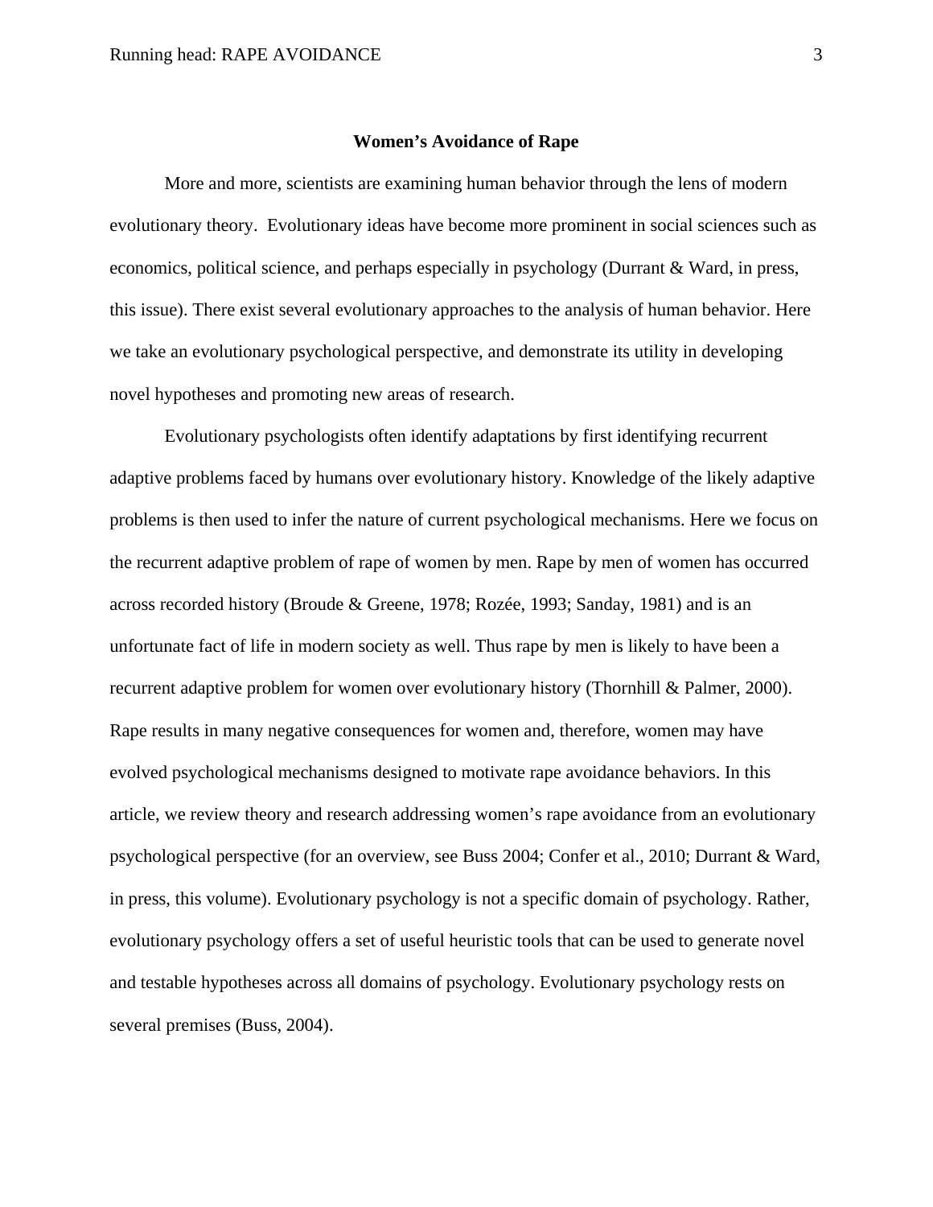# Women's Avoidance of Rape

More and more, scientists are examining human behavior through the lens of modern evolutionary theory. Evolutionary ideas have become more prominent in social sciences such as economics, political science, and perhaps especially in psychology (Durrant & Ward, in press, this issue). There exist several evolutionary approaches to the analysis of human behavior. Here we take an evolutionary psychological perspective, and demonstrate its utility in developing novel hypotheses and promoting new areas of research.

Evolutionary psychologists often identify adaptations by first identifying recurrent adaptive problems faced by humans over evolutionary history. Knowledge of the likely adaptive problems is then used to infer the nature of current psychological mechanisms. Here we focus on the recurrent adaptive problem of rape of women by men. Rape by men of women has occurred across recorded history (Broude & Greene, 1978; Rozée, 1993; Sanday, 1981) and is an unfortunate fact of life in modern society as well. Thus rape by men is likely to have been a recurrent adaptive problem for women over evolutionary history (Thornhill & Palmer, 2000). Rape results in many negative consequences for women and, therefore, women may have evolved psychological mechanisms designed to motivate rape avoidance behaviors. In this article, we review theory and research addressing women's rape avoidance from an evolutionary psychological perspective (for an overview, see Buss 2004; Confer et al., 2010; Durrant & Ward, in press, this volume). Evolutionary psychology is not a specific domain of psychology. Rather, evolutionary psychology offers a set of useful heuristic tools that can be used to generate novel and testable hypotheses across all domains of psychology. Evolutionary psychology rests on several premises (Buss, 2004).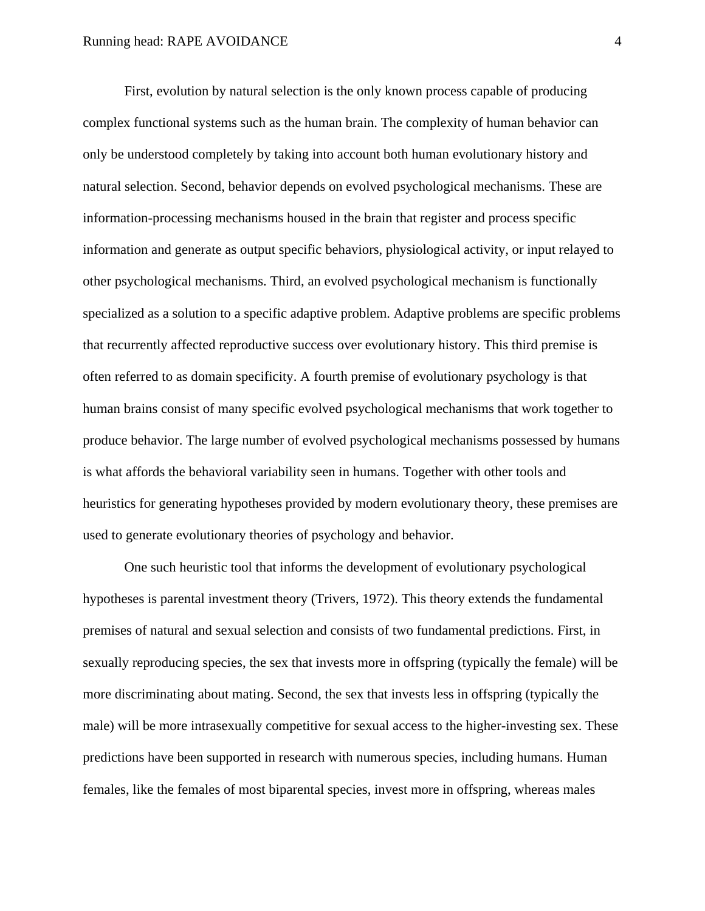First, evolution by natural selection is the only known process capable of producing complex functional systems such as the human brain. The complexity of human behavior can only be understood completely by taking into account both human evolutionary history and natural selection. Second, behavior depends on evolved psychological mechanisms. These are information-processing mechanisms housed in the brain that register and process specific information and generate as output specific behaviors, physiological activity, or input relayed to other psychological mechanisms. Third, an evolved psychological mechanism is functionally specialized as a solution to a specific adaptive problem. Adaptive problems are specific problems that recurrently affected reproductive success over evolutionary history. This third premise is often referred to as domain specificity. A fourth premise of evolutionary psychology is that human brains consist of many specific evolved psychological mechanisms that work together to produce behavior. The large number of evolved psychological mechanisms possessed by humans is what affords the behavioral variability seen in humans. Together with other tools and heuristics for generating hypotheses provided by modern evolutionary theory, these premises are used to generate evolutionary theories of psychology and behavior.

One such heuristic tool that informs the development of evolutionary psychological hypotheses is parental investment theory (Trivers, 1972). This theory extends the fundamental premises of natural and sexual selection and consists of two fundamental predictions. First, in sexually reproducing species, the sex that invests more in offspring (typically the female) will be more discriminating about mating. Second, the sex that invests less in offspring (typically the male) will be more intrasexually competitive for sexual access to the higher-investing sex. These predictions have been supported in research with numerous species, including humans. Human females, like the females of most biparental species, invest more in offspring, whereas males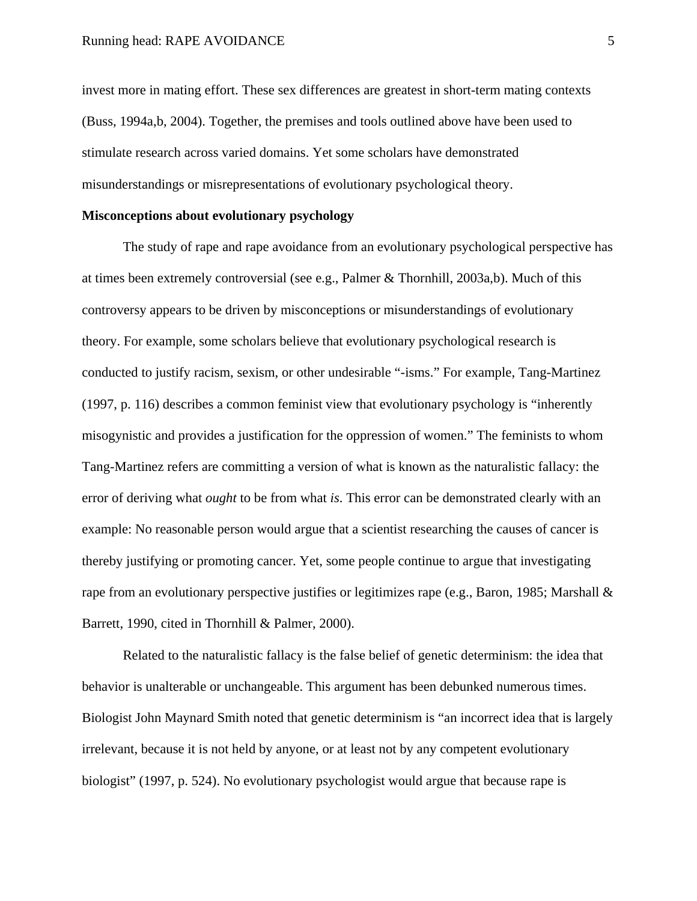invest more in mating effort. These sex differences are greatest in short-term mating contexts (Buss, 1994a,b, 2004). Together, the premises and tools outlined above have been used to stimulate research across varied domains. Yet some scholars have demonstrated misunderstandings or misrepresentations of evolutionary psychological theory.

**Misconceptions about evolutionary psychology**

The study of rape and rape avoidance from an evolutionary psychological perspective has at times been extremely controversial (see e.g., Palmer & Thornhill, 2003a,b). Much of this controversy appears to be driven by misconceptions or misunderstandings of evolutionary theory. For example, some scholars believe that evolutionary psychological research is conducted to justify racism, sexism, or other undesirable "-isms." For example, Tang-Martinez (1997, p. 116) describes a common feminist view that evolutionary psychology is "inherently misogynistic and provides a justification for the oppression of women." The feminists to whom Tang-Martinez refers are committing a version of what is known as the naturalistic fallacy: the error of deriving what *ought* to be from what *is*. This error can be demonstrated clearly with an example: No reasonable person would argue that a scientist researching the causes of cancer is thereby justifying or promoting cancer. Yet, some people continue to argue that investigating rape from an evolutionary perspective justifies or legitimizes rape (e.g., Baron, 1985; Marshall & Barrett, 1990, cited in Thornhill & Palmer, 2000).

Related to the naturalistic fallacy is the false belief of genetic determinism: the idea that behavior is unalterable or unchangeable. This argument has been debunked numerous times. Biologist John Maynard Smith noted that genetic determinism is "an incorrect idea that is largely irrelevant, because it is not held by anyone, or at least not by any competent evolutionary biologist" (1997, p. 524). No evolutionary psychologist would argue that because rape is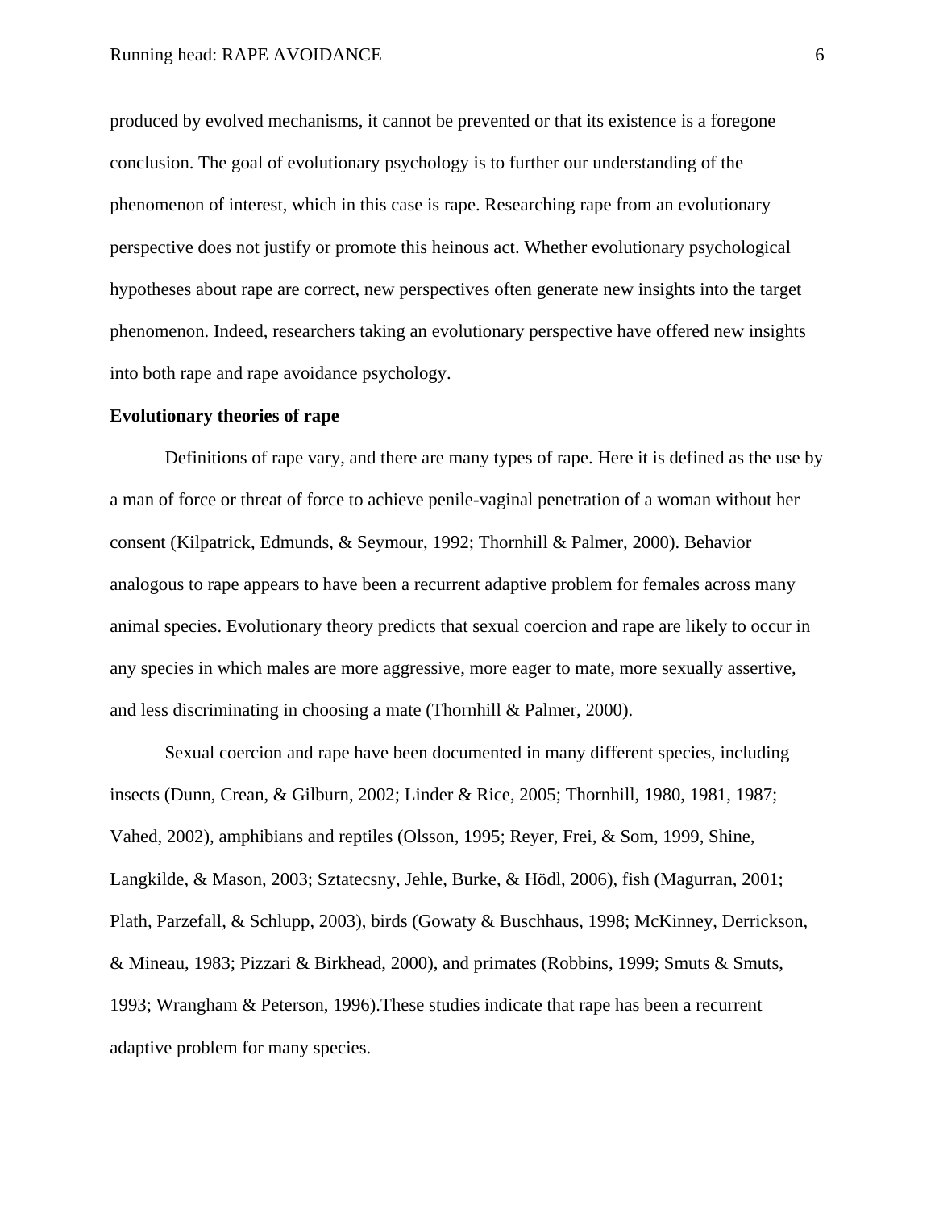produced by evolved mechanisms, it cannot be prevented or that its existence is a foregone conclusion. The goal of evolutionary psychology is to further our understanding of the phenomenon of interest, which in this case is rape. Researching rape from an evolutionary perspective does not justify or promote this heinous act. Whether evolutionary psychological hypotheses about rape are correct, new perspectives often generate new insights into the target phenomenon. Indeed, researchers taking an evolutionary perspective have offered new insights into both rape and rape avoidance psychology.

**Evolutionary theories of rape**

Definitions of rape vary, and there are many types of rape. Here it is defined as the use by a man of force or threat of force to achieve penile-vaginal penetration of a woman without her consent (Kilpatrick, Edmunds, & Seymour, 1992; Thornhill & Palmer, 2000). Behavior analogous to rape appears to have been a recurrent adaptive problem for females across many animal species. Evolutionary theory predicts that sexual coercion and rape are likely to occur in any species in which males are more aggressive, more eager to mate, more sexually assertive, and less discriminating in choosing a mate (Thornhill & Palmer, 2000).

Sexual coercion and rape have been documented in many different species, including insects (Dunn, Crean, & Gilburn, 2002; Linder & Rice, 2005; Thornhill, 1980, 1981, 1987; Vahed, 2002), amphibians and reptiles (Olsson, 1995; Reyer, Frei, & Som, 1999, Shine, Langkilde, & Mason, 2003; Sztatecsny, Jehle, Burke, & Hödl, 2006), fish (Magurran, 2001; Plath, Parzefall, & Schlupp, 2003), birds (Gowaty & Buschhaus, 1998; McKinney, Derrickson, & Mineau, 1983; Pizzari & Birkhead, 2000), and primates (Robbins, 1999; Smuts & Smuts, 1993; Wrangham & Peterson, 1996).These studies indicate that rape has been a recurrent adaptive problem for many species.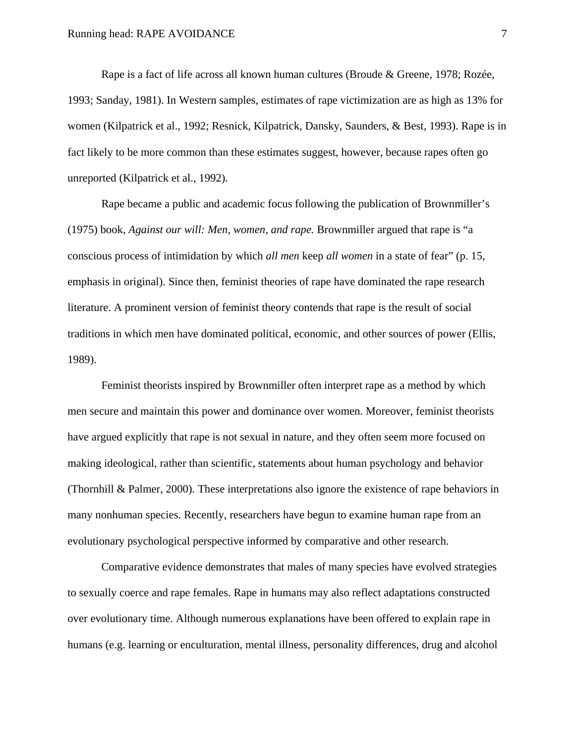Rape is a fact of life across all known human cultures (Broude & Greene, 1978; Rozée, 1993; Sanday, 1981). In Western samples, estimates of rape victimization are as high as 13% for women (Kilpatrick et al., 1992; Resnick, Kilpatrick, Dansky, Saunders, & Best, 1993). Rape is in fact likely to be more common than these estimates suggest, however, because rapes often go unreported (Kilpatrick et al., 1992).

Rape became a public and academic focus following the publication of Brownmiller's (1975) book, *Against our will: Men, women, and rape.* Brownmiller argued that rape is "a conscious process of intimidation by which *all men* keep *all women* in a state of fear" (p. 15, emphasis in original). Since then, feminist theories of rape have dominated the rape research literature. A prominent version of feminist theory contends that rape is the result of social traditions in which men have dominated political, economic, and other sources of power (Ellis, 1989).

Feminist theorists inspired by Brownmiller often interpret rape as a method by which men secure and maintain this power and dominance over women. Moreover, feminist theorists have argued explicitly that rape is not sexual in nature, and they often seem more focused on making ideological, rather than scientific, statements about human psychology and behavior (Thornhill & Palmer, 2000). These interpretations also ignore the existence of rape behaviors in many nonhuman species. Recently, researchers have begun to examine human rape from an evolutionary psychological perspective informed by comparative and other research.

Comparative evidence demonstrates that males of many species have evolved strategies to sexually coerce and rape females. Rape in humans may also reflect adaptations constructed over evolutionary time. Although numerous explanations have been offered to explain rape in humans (e.g. learning or enculturation, mental illness, personality differences, drug and alcohol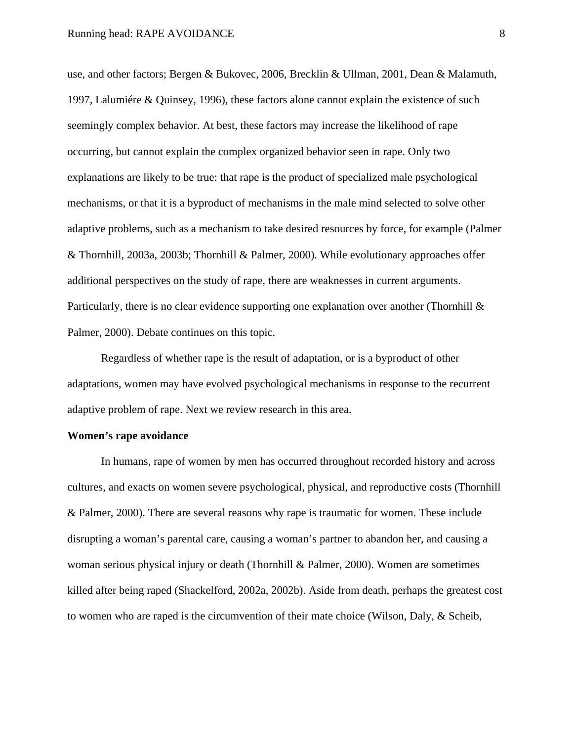use, and other factors; Bergen & Bukovec, 2006, Brecklin & Ullman, 2001, Dean & Malamuth, 1997, Lalumiére & Quinsey, 1996), these factors alone cannot explain the existence of such seemingly complex behavior. At best, these factors may increase the likelihood of rape occurring, but cannot explain the complex organized behavior seen in rape. Only two explanations are likely to be true: that rape is the product of specialized male psychological mechanisms, or that it is a byproduct of mechanisms in the male mind selected to solve other adaptive problems, such as a mechanism to take desired resources by force, for example (Palmer & Thornhill, 2003a, 2003b; Thornhill & Palmer, 2000). While evolutionary approaches offer additional perspectives on the study of rape, there are weaknesses in current arguments. Particularly, there is no clear evidence supporting one explanation over another (Thornhill & Palmer, 2000). Debate continues on this topic.

Regardless of whether rape is the result of adaptation, or is a byproduct of other adaptations, women may have evolved psychological mechanisms in response to the recurrent adaptive problem of rape. Next we review research in this area.

**Women's rape avoidance**

In humans, rape of women by men has occurred throughout recorded history and across cultures, and exacts on women severe psychological, physical, and reproductive costs (Thornhill & Palmer, 2000). There are several reasons why rape is traumatic for women. These include disrupting a woman's parental care, causing a woman's partner to abandon her, and causing a woman serious physical injury or death (Thornhill & Palmer, 2000). Women are sometimes killed after being raped (Shackelford, 2002a, 2002b). Aside from death, perhaps the greatest cost to women who are raped is the circumvention of their mate choice (Wilson, Daly, & Scheib,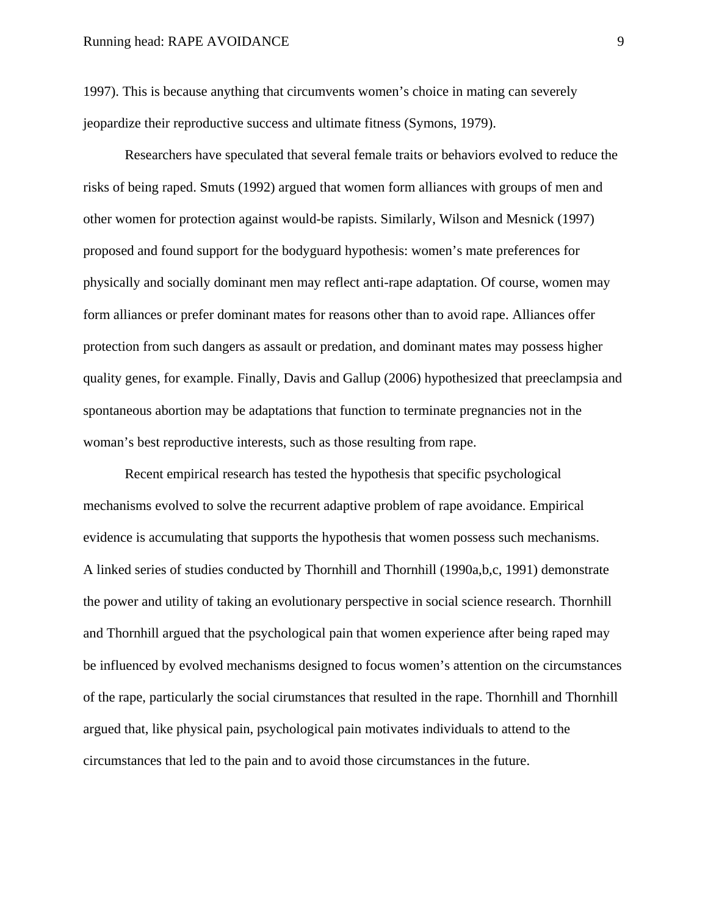1997). This is because anything that circumvents women's choice in mating can severely jeopardize their reproductive success and ultimate fitness (Symons, 1979).

Researchers have speculated that several female traits or behaviors evolved to reduce the risks of being raped. Smuts (1992) argued that women form alliances with groups of men and other women for protection against would-be rapists. Similarly, Wilson and Mesnick (1997) proposed and found support for the bodyguard hypothesis: women's mate preferences for physically and socially dominant men may reflect anti-rape adaptation. Of course, women may form alliances or prefer dominant mates for reasons other than to avoid rape. Alliances offer protection from such dangers as assault or predation, and dominant mates may possess higher quality genes, for example. Finally, Davis and Gallup (2006) hypothesized that preeclampsia and spontaneous abortion may be adaptations that function to terminate pregnancies not in the woman's best reproductive interests, such as those resulting from rape.

Recent empirical research has tested the hypothesis that specific psychological mechanisms evolved to solve the recurrent adaptive problem of rape avoidance. Empirical evidence is accumulating that supports the hypothesis that women possess such mechanisms. A linked series of studies conducted by Thornhill and Thornhill (1990a,b,c, 1991) demonstrate the power and utility of taking an evolutionary perspective in social science research. Thornhill and Thornhill argued that the psychological pain that women experience after being raped may be influenced by evolved mechanisms designed to focus women's attention on the circumstances of the rape, particularly the social cirumstances that resulted in the rape. Thornhill and Thornhill argued that, like physical pain, psychological pain motivates individuals to attend to the circumstances that led to the pain and to avoid those circumstances in the future.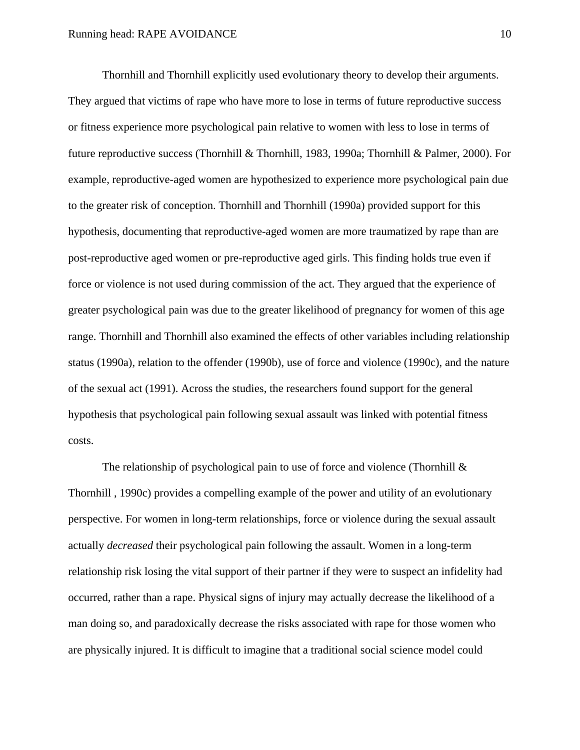Thornhill and Thornhill explicitly used evolutionary theory to develop their arguments. They argued that victims of rape who have more to lose in terms of future reproductive success or fitness experience more psychological pain relative to women with less to lose in terms of future reproductive success (Thornhill & Thornhill, 1983, 1990a; Thornhill & Palmer, 2000). For example, reproductive-aged women are hypothesized to experience more psychological pain due to the greater risk of conception. Thornhill and Thornhill (1990a) provided support for this hypothesis, documenting that reproductive-aged women are more traumatized by rape than are post-reproductive aged women or pre-reproductive aged girls. This finding holds true even if force or violence is not used during commission of the act. They argued that the experience of greater psychological pain was due to the greater likelihood of pregnancy for women of this age range. Thornhill and Thornhill also examined the effects of other variables including relationship status (1990a), relation to the offender (1990b), use of force and violence (1990c), and the nature of the sexual act (1991). Across the studies, the researchers found support for the general hypothesis that psychological pain following sexual assault was linked with potential fitness costs.

The relationship of psychological pain to use of force and violence (Thornhill & Thornhill , 1990c) provides a compelling example of the power and utility of an evolutionary perspective. For women in long-term relationships, force or violence during the sexual assault actually *decreased* their psychological pain following the assault. Women in a long-term relationship risk losing the vital support of their partner if they were to suspect an infidelity had occurred, rather than a rape. Physical signs of injury may actually decrease the likelihood of a man doing so, and paradoxically decrease the risks associated with rape for those women who are physically injured. It is difficult to imagine that a traditional social science model could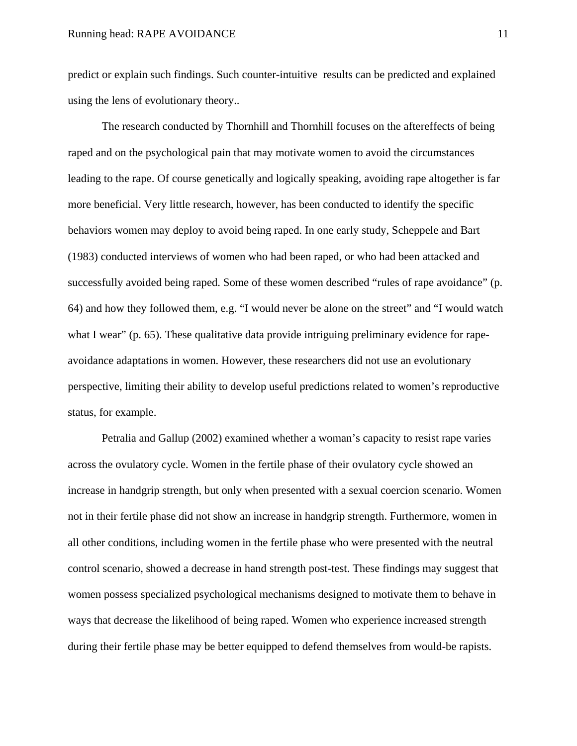predict or explain such findings. Such counter-intuitive  results can be predicted and explained using the lens of evolutionary theory..

The research conducted by Thornhill and Thornhill focuses on the aftereffects of being raped and on the psychological pain that may motivate women to avoid the circumstances leading to the rape. Of course genetically and logically speaking, avoiding rape altogether is far more beneficial. Very little research, however, has been conducted to identify the specific behaviors women may deploy to avoid being raped. In one early study, Scheppele and Bart (1983) conducted interviews of women who had been raped, or who had been attacked and successfully avoided being raped. Some of these women described “rules of rape avoidance” (p. 64) and how they followed them, e.g. “I would never be alone on the street” and “I would watch what I wear” (p. 65). These qualitative data provide intriguing preliminary evidence for rape-avoidance adaptations in women. However, these researchers did not use an evolutionary perspective, limiting their ability to develop useful predictions related to women’s reproductive status, for example.

Petralia and Gallup (2002) examined whether a woman’s capacity to resist rape varies across the ovulatory cycle. Women in the fertile phase of their ovulatory cycle showed an increase in handgrip strength, but only when presented with a sexual coercion scenario. Women not in their fertile phase did not show an increase in handgrip strength. Furthermore, women in all other conditions, including women in the fertile phase who were presented with the neutral control scenario, showed a decrease in hand strength post-test. These findings may suggest that women possess specialized psychological mechanisms designed to motivate them to behave in ways that decrease the likelihood of being raped. Women who experience increased strength during their fertile phase may be better equipped to defend themselves from would-be rapists.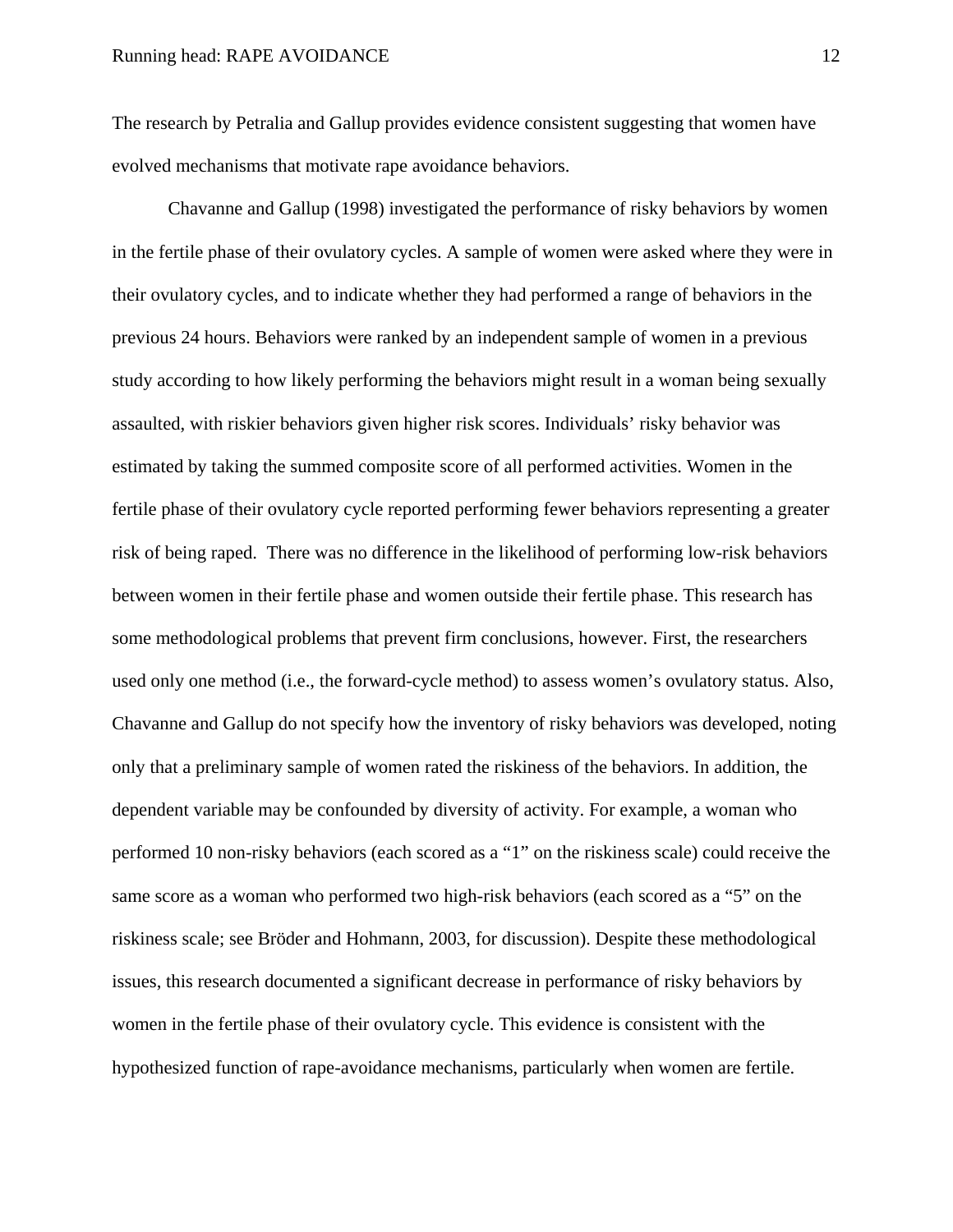The research by Petralia and Gallup provides evidence consistent suggesting that women have evolved mechanisms that motivate rape avoidance behaviors.

Chavanne and Gallup (1998) investigated the performance of risky behaviors by women in the fertile phase of their ovulatory cycles. A sample of women were asked where they were in their ovulatory cycles, and to indicate whether they had performed a range of behaviors in the previous 24 hours. Behaviors were ranked by an independent sample of women in a previous study according to how likely performing the behaviors might result in a woman being sexually assaulted, with riskier behaviors given higher risk scores. Individuals' risky behavior was estimated by taking the summed composite score of all performed activities. Women in the fertile phase of their ovulatory cycle reported performing fewer behaviors representing a greater risk of being raped. There was no difference in the likelihood of performing low-risk behaviors between women in their fertile phase and women outside their fertile phase. This research has some methodological problems that prevent firm conclusions, however. First, the researchers used only one method (i.e., the forward-cycle method) to assess women's ovulatory status. Also, Chavanne and Gallup do not specify how the inventory of risky behaviors was developed, noting only that a preliminary sample of women rated the riskiness of the behaviors. In addition, the dependent variable may be confounded by diversity of activity. For example, a woman who performed 10 non-risky behaviors (each scored as a "1" on the riskiness scale) could receive the same score as a woman who performed two high-risk behaviors (each scored as a "5" on the riskiness scale; see Bröder and Hohmann, 2003, for discussion). Despite these methodological issues, this research documented a significant decrease in performance of risky behaviors by women in the fertile phase of their ovulatory cycle. This evidence is consistent with the hypothesized function of rape-avoidance mechanisms, particularly when women are fertile.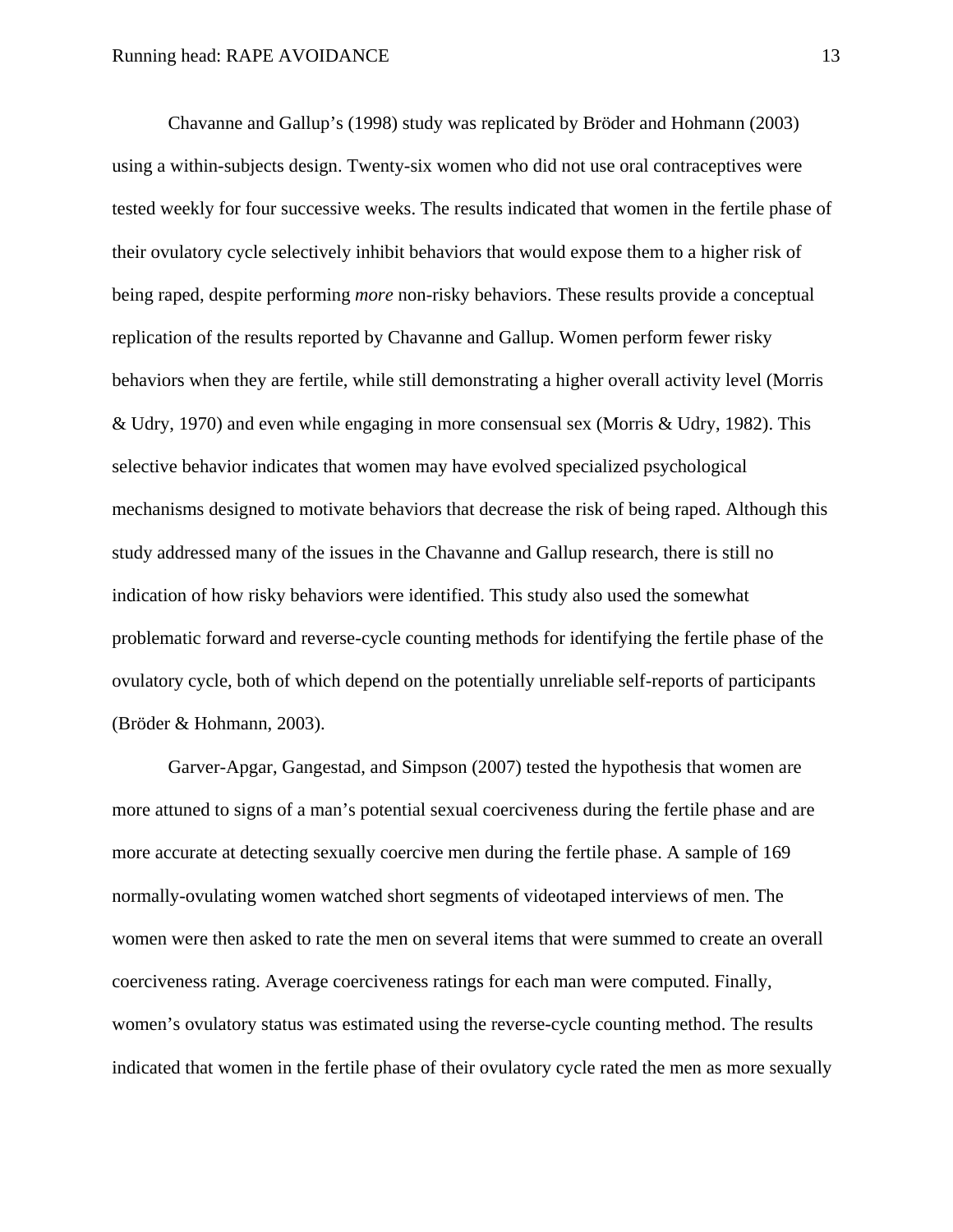Chavanne and Gallup's (1998) study was replicated by Bröder and Hohmann (2003) using a within-subjects design. Twenty-six women who did not use oral contraceptives were tested weekly for four successive weeks. The results indicated that women in the fertile phase of their ovulatory cycle selectively inhibit behaviors that would expose them to a higher risk of being raped, despite performing *more* non-risky behaviors. These results provide a conceptual replication of the results reported by Chavanne and Gallup. Women perform fewer risky behaviors when they are fertile, while still demonstrating a higher overall activity level (Morris & Udry, 1970) and even while engaging in more consensual sex (Morris & Udry, 1982). This selective behavior indicates that women may have evolved specialized psychological mechanisms designed to motivate behaviors that decrease the risk of being raped. Although this study addressed many of the issues in the Chavanne and Gallup research, there is still no indication of how risky behaviors were identified. This study also used the somewhat problematic forward and reverse-cycle counting methods for identifying the fertile phase of the ovulatory cycle, both of which depend on the potentially unreliable self-reports of participants (Bröder & Hohmann, 2003).

Garver-Apgar, Gangestad, and Simpson (2007) tested the hypothesis that women are more attuned to signs of a man's potential sexual coerciveness during the fertile phase and are more accurate at detecting sexually coercive men during the fertile phase. A sample of 169 normally-ovulating women watched short segments of videotaped interviews of men. The women were then asked to rate the men on several items that were summed to create an overall coerciveness rating. Average coerciveness ratings for each man were computed. Finally, women's ovulatory status was estimated using the reverse-cycle counting method. The results indicated that women in the fertile phase of their ovulatory cycle rated the men as more sexually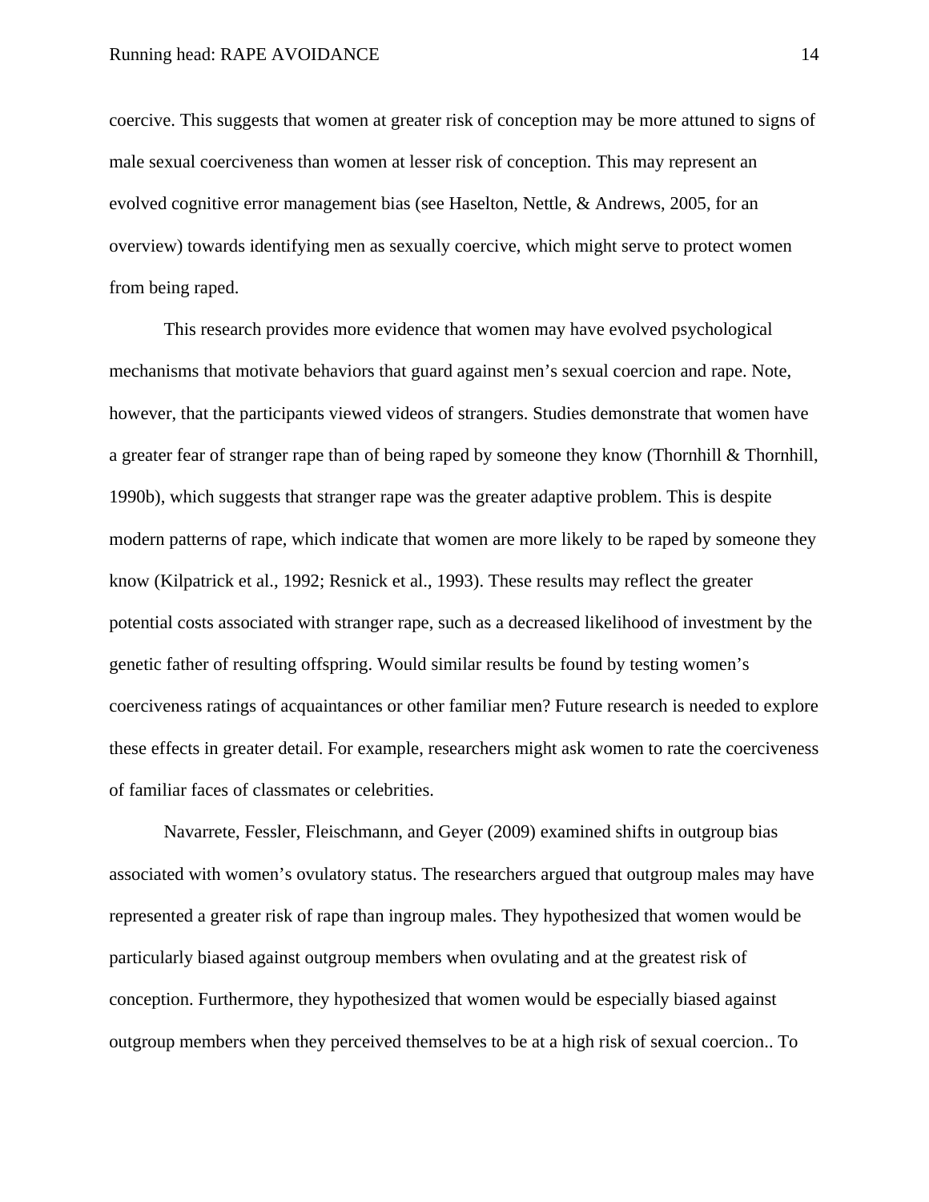coercive. This suggests that women at greater risk of conception may be more attuned to signs of male sexual coerciveness than women at lesser risk of conception. This may represent an evolved cognitive error management bias (see Haselton, Nettle, & Andrews, 2005, for an overview) towards identifying men as sexually coercive, which might serve to protect women from being raped.

This research provides more evidence that women may have evolved psychological mechanisms that motivate behaviors that guard against men's sexual coercion and rape. Note, however, that the participants viewed videos of strangers. Studies demonstrate that women have a greater fear of stranger rape than of being raped by someone they know (Thornhill & Thornhill, 1990b), which suggests that stranger rape was the greater adaptive problem. This is despite modern patterns of rape, which indicate that women are more likely to be raped by someone they know (Kilpatrick et al., 1992; Resnick et al., 1993). These results may reflect the greater potential costs associated with stranger rape, such as a decreased likelihood of investment by the genetic father of resulting offspring. Would similar results be found by testing women's coerciveness ratings of acquaintances or other familiar men? Future research is needed to explore these effects in greater detail. For example, researchers might ask women to rate the coerciveness of familiar faces of classmates or celebrities.

Navarrete, Fessler, Fleischmann, and Geyer (2009) examined shifts in outgroup bias associated with women's ovulatory status. The researchers argued that outgroup males may have represented a greater risk of rape than ingroup males. They hypothesized that women would be particularly biased against outgroup members when ovulating and at the greatest risk of conception. Furthermore, they hypothesized that women would be especially biased against outgroup members when they perceived themselves to be at a high risk of sexual coercion.. To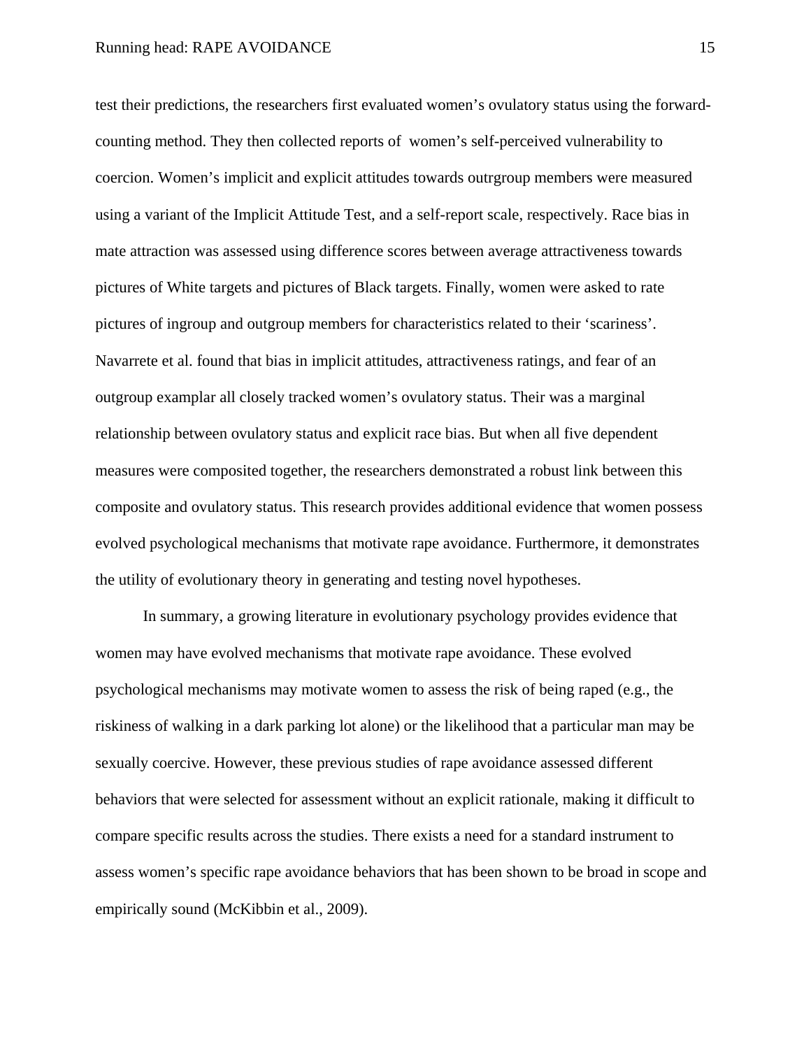test their predictions, the researchers first evaluated women's ovulatory status using the forward-counting method. They then collected reports of  women's self-perceived vulnerability to coercion. Women's implicit and explicit attitudes towards outrgroup members were measured using a variant of the Implicit Attitude Test, and a self-report scale, respectively. Race bias in mate attraction was assessed using difference scores between average attractiveness towards pictures of White targets and pictures of Black targets. Finally, women were asked to rate pictures of ingroup and outgroup members for characteristics related to their 'scariness'. Navarrete et al. found that bias in implicit attitudes, attractiveness ratings, and fear of an outgroup examplar all closely tracked women's ovulatory status. Their was a marginal relationship between ovulatory status and explicit race bias. But when all five dependent measures were composited together, the researchers demonstrated a robust link between this composite and ovulatory status. This research provides additional evidence that women possess evolved psychological mechanisms that motivate rape avoidance. Furthermore, it demonstrates the utility of evolutionary theory in generating and testing novel hypotheses.

In summary, a growing literature in evolutionary psychology provides evidence that women may have evolved mechanisms that motivate rape avoidance. These evolved psychological mechanisms may motivate women to assess the risk of being raped (e.g., the riskiness of walking in a dark parking lot alone) or the likelihood that a particular man may be sexually coercive. However, these previous studies of rape avoidance assessed different behaviors that were selected for assessment without an explicit rationale, making it difficult to compare specific results across the studies. There exists a need for a standard instrument to assess women's specific rape avoidance behaviors that has been shown to be broad in scope and empirically sound (McKibbin et al., 2009).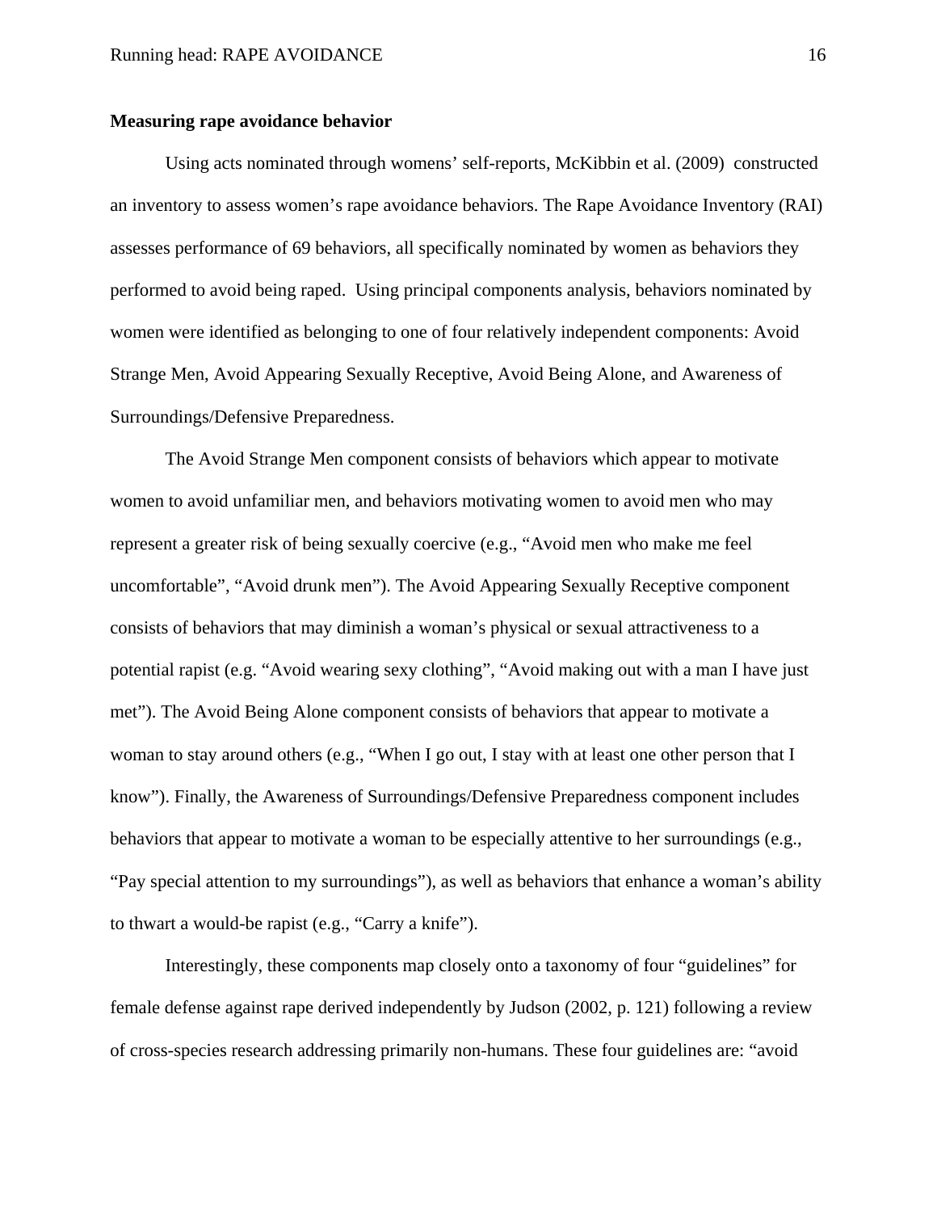**Measuring rape avoidance behavior**

Using acts nominated through womens' self-reports, McKibbin et al. (2009) constructed an inventory to assess women's rape avoidance behaviors. The Rape Avoidance Inventory (RAI) assesses performance of 69 behaviors, all specifically nominated by women as behaviors they performed to avoid being raped. Using principal components analysis, behaviors nominated by women were identified as belonging to one of four relatively independent components: Avoid Strange Men, Avoid Appearing Sexually Receptive, Avoid Being Alone, and Awareness of Surroundings/Defensive Preparedness.

The Avoid Strange Men component consists of behaviors which appear to motivate women to avoid unfamiliar men, and behaviors motivating women to avoid men who may represent a greater risk of being sexually coercive (e.g., "Avoid men who make me feel uncomfortable", "Avoid drunk men"). The Avoid Appearing Sexually Receptive component consists of behaviors that may diminish a woman's physical or sexual attractiveness to a potential rapist (e.g. "Avoid wearing sexy clothing", "Avoid making out with a man I have just met"). The Avoid Being Alone component consists of behaviors that appear to motivate a woman to stay around others (e.g., "When I go out, I stay with at least one other person that I know"). Finally, the Awareness of Surroundings/Defensive Preparedness component includes behaviors that appear to motivate a woman to be especially attentive to her surroundings (e.g., "Pay special attention to my surroundings"), as well as behaviors that enhance a woman's ability to thwart a would-be rapist (e.g., "Carry a knife").

Interestingly, these components map closely onto a taxonomy of four "guidelines" for female defense against rape derived independently by Judson (2002, p. 121) following a review of cross-species research addressing primarily non-humans. These four guidelines are: "avoid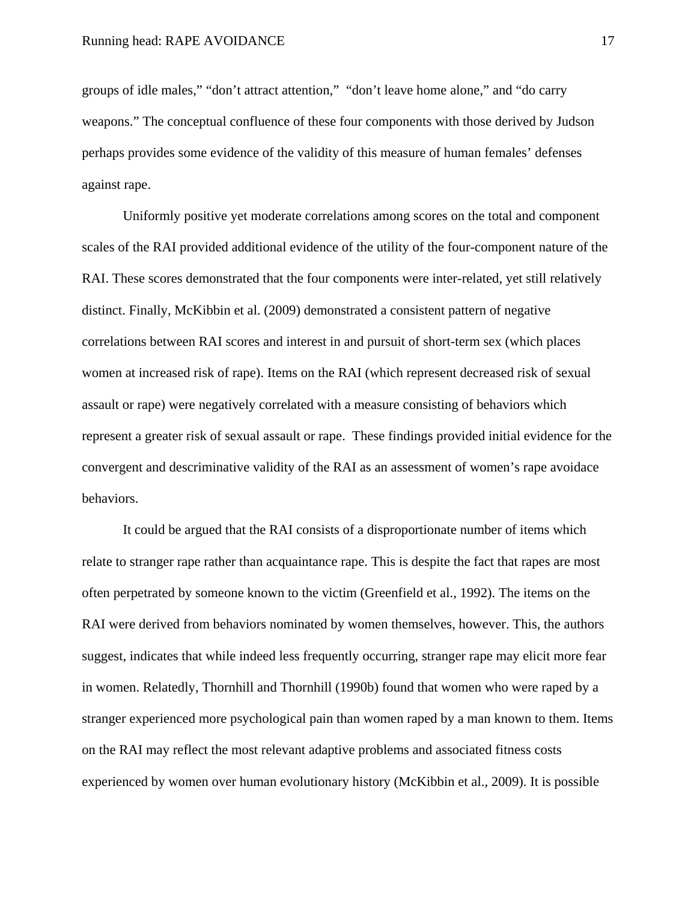groups of idle males," "don't attract attention," "don't leave home alone," and "do carry weapons." The conceptual confluence of these four components with those derived by Judson perhaps provides some evidence of the validity of this measure of human females' defenses against rape.

Uniformly positive yet moderate correlations among scores on the total and component scales of the RAI provided additional evidence of the utility of the four-component nature of the RAI. These scores demonstrated that the four components were inter-related, yet still relatively distinct. Finally, McKibbin et al. (2009) demonstrated a consistent pattern of negative correlations between RAI scores and interest in and pursuit of short-term sex (which places women at increased risk of rape). Items on the RAI (which represent decreased risk of sexual assault or rape) were negatively correlated with a measure consisting of behaviors which represent a greater risk of sexual assault or rape. These findings provided initial evidence for the convergent and descriminative validity of the RAI as an assessment of women's rape avoidace behaviors.

It could be argued that the RAI consists of a disproportionate number of items which relate to stranger rape rather than acquaintance rape. This is despite the fact that rapes are most often perpetrated by someone known to the victim (Greenfield et al., 1992). The items on the RAI were derived from behaviors nominated by women themselves, however. This, the authors suggest, indicates that while indeed less frequently occurring, stranger rape may elicit more fear in women. Relatedly, Thornhill and Thornhill (1990b) found that women who were raped by a stranger experienced more psychological pain than women raped by a man known to them. Items on the RAI may reflect the most relevant adaptive problems and associated fitness costs experienced by women over human evolutionary history (McKibbin et al., 2009). It is possible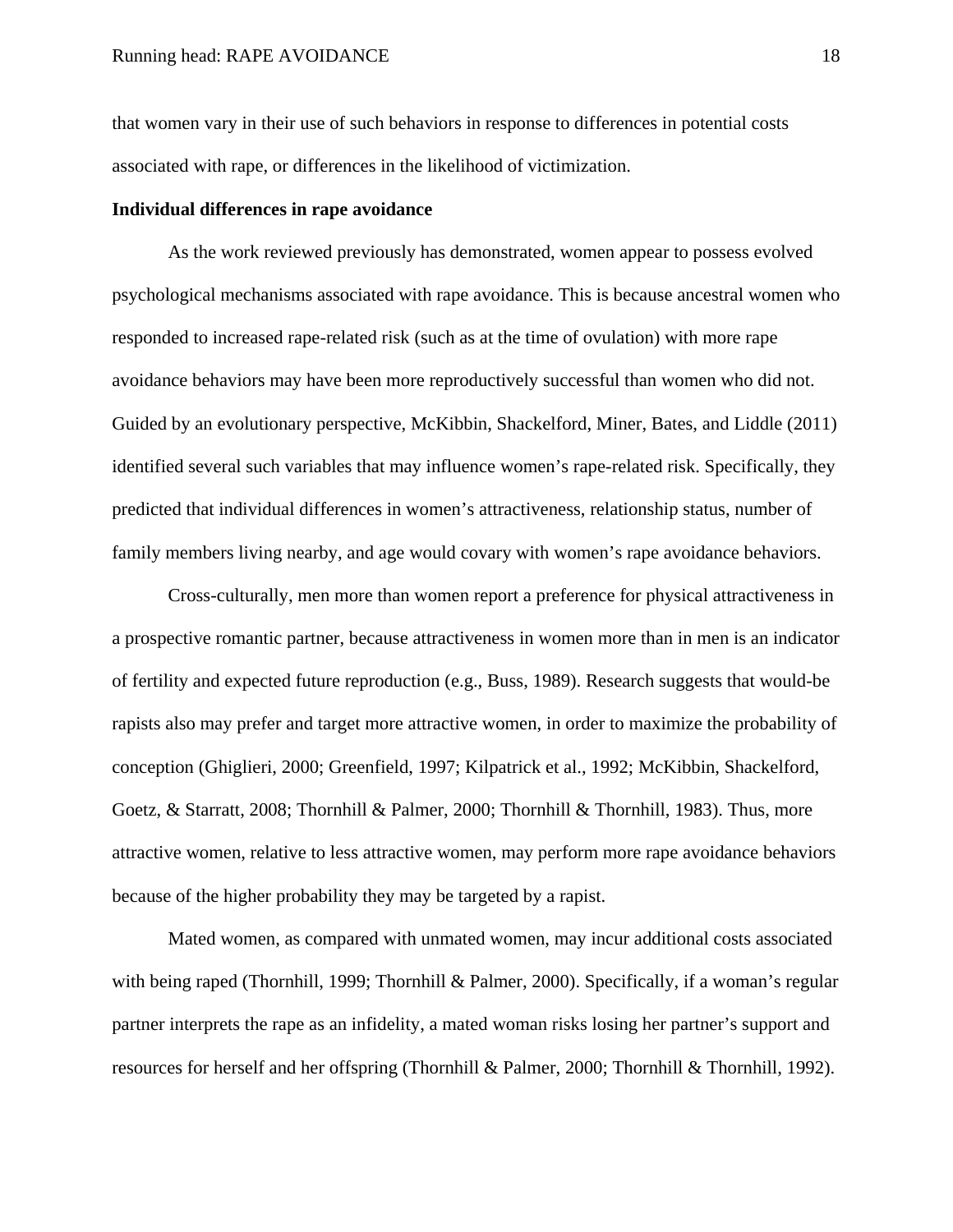that women vary in their use of such behaviors in response to differences in potential costs associated with rape, or differences in the likelihood of victimization.

**Individual differences in rape avoidance**

As the work reviewed previously has demonstrated, women appear to possess evolved psychological mechanisms associated with rape avoidance. This is because ancestral women who responded to increased rape-related risk (such as at the time of ovulation) with more rape avoidance behaviors may have been more reproductively successful than women who did not. Guided by an evolutionary perspective, McKibbin, Shackelford, Miner, Bates, and Liddle (2011) identified several such variables that may influence women's rape-related risk. Specifically, they predicted that individual differences in women's attractiveness, relationship status, number of family members living nearby, and age would covary with women's rape avoidance behaviors.

Cross-culturally, men more than women report a preference for physical attractiveness in a prospective romantic partner, because attractiveness in women more than in men is an indicator of fertility and expected future reproduction (e.g., Buss, 1989). Research suggests that would-be rapists also may prefer and target more attractive women, in order to maximize the probability of conception (Ghiglieri, 2000; Greenfield, 1997; Kilpatrick et al., 1992; McKibbin, Shackelford, Goetz, & Starratt, 2008; Thornhill & Palmer, 2000; Thornhill & Thornhill, 1983). Thus, more attractive women, relative to less attractive women, may perform more rape avoidance behaviors because of the higher probability they may be targeted by a rapist.

Mated women, as compared with unmated women, may incur additional costs associated with being raped (Thornhill, 1999; Thornhill & Palmer, 2000). Specifically, if a woman's regular partner interprets the rape as an infidelity, a mated woman risks losing her partner's support and resources for herself and her offspring (Thornhill & Palmer, 2000; Thornhill & Thornhill, 1992).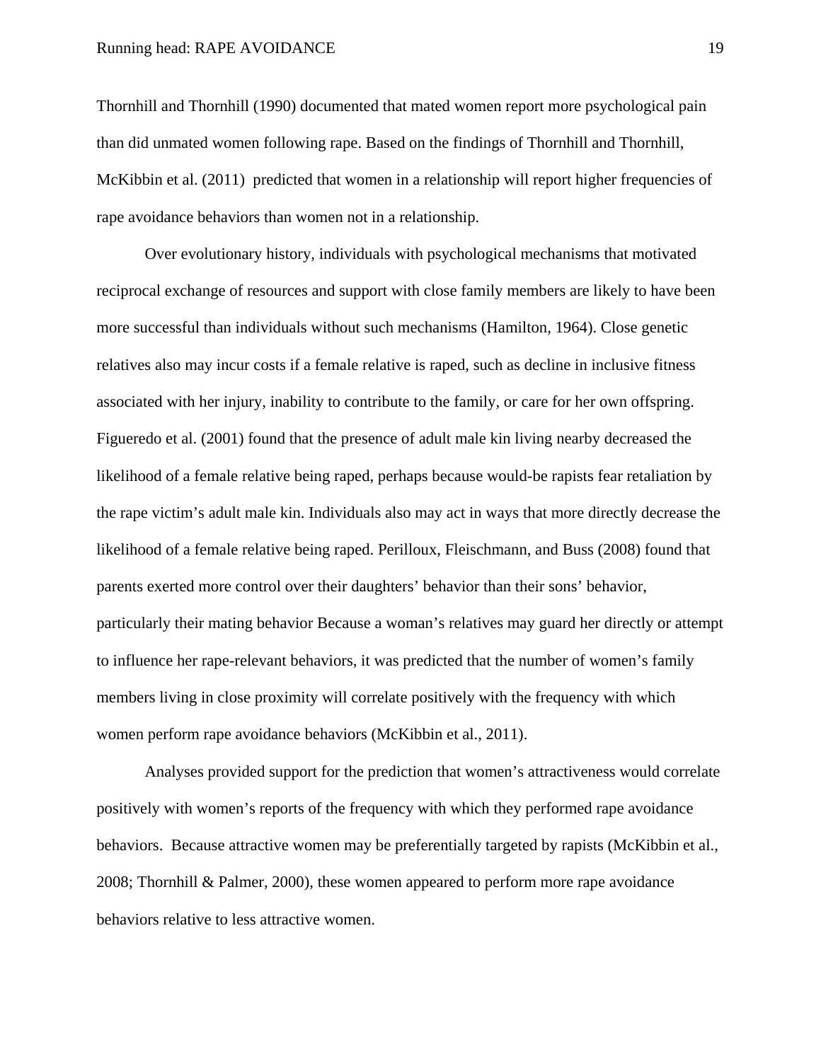Thornhill and Thornhill (1990) documented that mated women report more psychological pain than did unmated women following rape. Based on the findings of Thornhill and Thornhill, McKibbin et al. (2011)  predicted that women in a relationship will report higher frequencies of rape avoidance behaviors than women not in a relationship.

Over evolutionary history, individuals with psychological mechanisms that motivated reciprocal exchange of resources and support with close family members are likely to have been more successful than individuals without such mechanisms (Hamilton, 1964). Close genetic relatives also may incur costs if a female relative is raped, such as decline in inclusive fitness associated with her injury, inability to contribute to the family, or care for her own offspring. Figueredo et al. (2001) found that the presence of adult male kin living nearby decreased the likelihood of a female relative being raped, perhaps because would-be rapists fear retaliation by the rape victim's adult male kin. Individuals also may act in ways that more directly decrease the likelihood of a female relative being raped. Perilloux, Fleischmann, and Buss (2008) found that parents exerted more control over their daughters' behavior than their sons' behavior, particularly their mating behavior Because a woman's relatives may guard her directly or attempt to influence her rape-relevant behaviors, it was predicted that the number of women's family members living in close proximity will correlate positively with the frequency with which women perform rape avoidance behaviors (McKibbin et al., 2011).

Analyses provided support for the prediction that women's attractiveness would correlate positively with women's reports of the frequency with which they performed rape avoidance behaviors.  Because attractive women may be preferentially targeted by rapists (McKibbin et al., 2008; Thornhill & Palmer, 2000), these women appeared to perform more rape avoidance behaviors relative to less attractive women.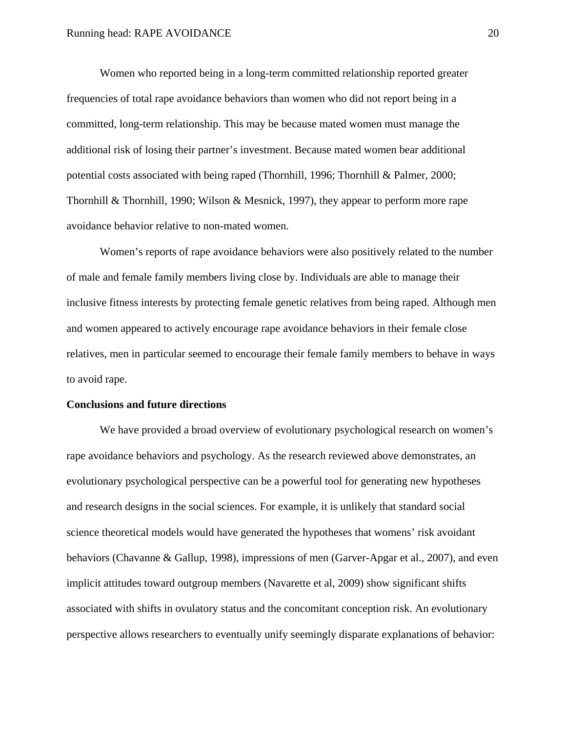Women who reported being in a long-term committed relationship reported greater frequencies of total rape avoidance behaviors than women who did not report being in a committed, long-term relationship. This may be because mated women must manage the additional risk of losing their partner's investment. Because mated women bear additional potential costs associated with being raped (Thornhill, 1996; Thornhill & Palmer, 2000; Thornhill & Thornhill, 1990; Wilson & Mesnick, 1997), they appear to perform more rape avoidance behavior relative to non-mated women.

Women's reports of rape avoidance behaviors were also positively related to the number of male and female family members living close by. Individuals are able to manage their inclusive fitness interests by protecting female genetic relatives from being raped. Although men and women appeared to actively encourage rape avoidance behaviors in their female close relatives, men in particular seemed to encourage their female family members to behave in ways to avoid rape.

**Conclusions and future directions**

We have provided a broad overview of evolutionary psychological research on women's rape avoidance behaviors and psychology. As the research reviewed above demonstrates, an evolutionary psychological perspective can be a powerful tool for generating new hypotheses and research designs in the social sciences. For example, it is unlikely that standard social science theoretical models would have generated the hypotheses that womens' risk avoidant behaviors (Chavanne & Gallup, 1998), impressions of men (Garver-Apgar et al., 2007), and even implicit attitudes toward outgroup members (Navarette et al, 2009) show significant shifts associated with shifts in ovulatory status and the concomitant conception risk. An evolutionary perspective allows researchers to eventually unify seemingly disparate explanations of behavior: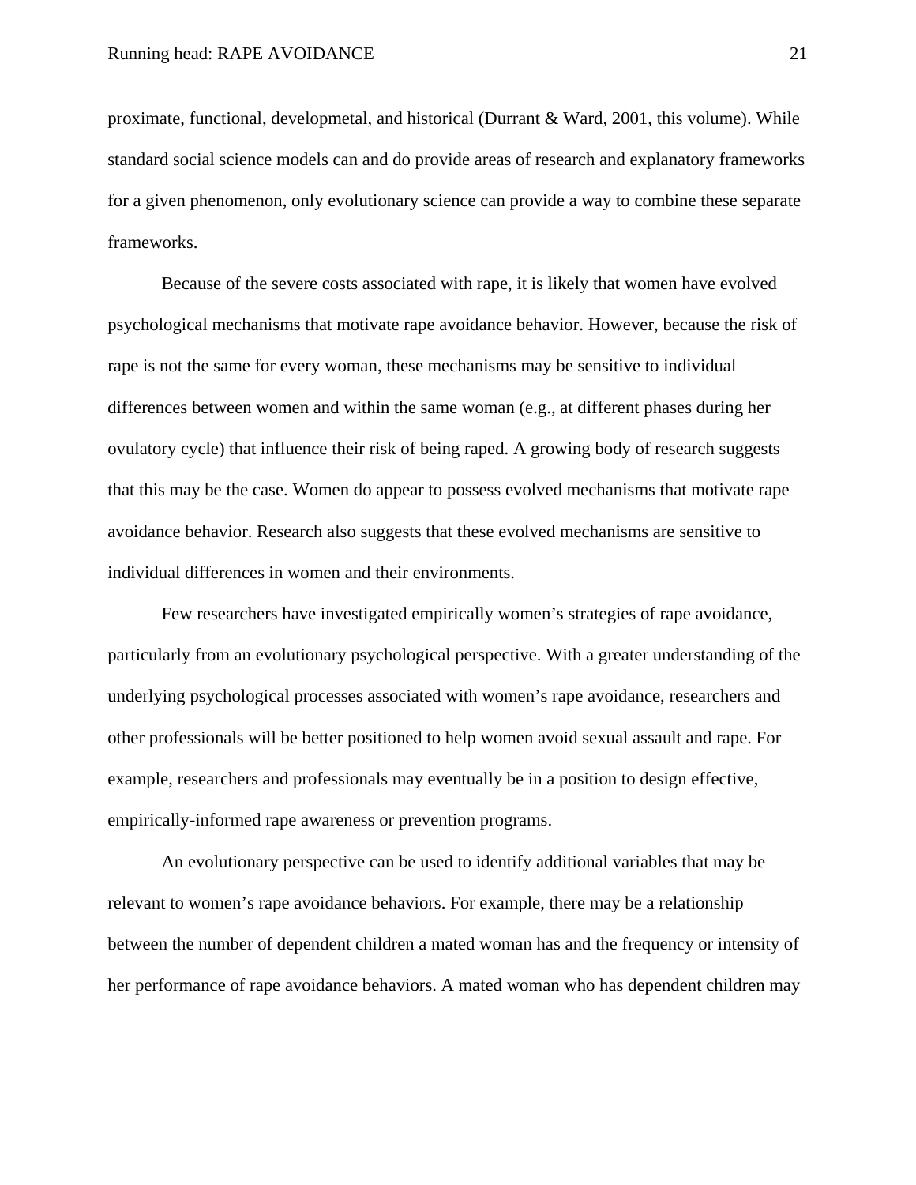proximate, functional, developmetal, and historical (Durrant & Ward, 2001, this volume). While standard social science models can and do provide areas of research and explanatory frameworks for a given phenomenon, only evolutionary science can provide a way to combine these separate frameworks.

Because of the severe costs associated with rape, it is likely that women have evolved psychological mechanisms that motivate rape avoidance behavior. However, because the risk of rape is not the same for every woman, these mechanisms may be sensitive to individual differences between women and within the same woman (e.g., at different phases during her ovulatory cycle) that influence their risk of being raped. A growing body of research suggests that this may be the case. Women do appear to possess evolved mechanisms that motivate rape avoidance behavior. Research also suggests that these evolved mechanisms are sensitive to individual differences in women and their environments.

Few researchers have investigated empirically women's strategies of rape avoidance, particularly from an evolutionary psychological perspective. With a greater understanding of the underlying psychological processes associated with women's rape avoidance, researchers and other professionals will be better positioned to help women avoid sexual assault and rape. For example, researchers and professionals may eventually be in a position to design effective, empirically-informed rape awareness or prevention programs.

An evolutionary perspective can be used to identify additional variables that may be relevant to women's rape avoidance behaviors. For example, there may be a relationship between the number of dependent children a mated woman has and the frequency or intensity of her performance of rape avoidance behaviors. A mated woman who has dependent children may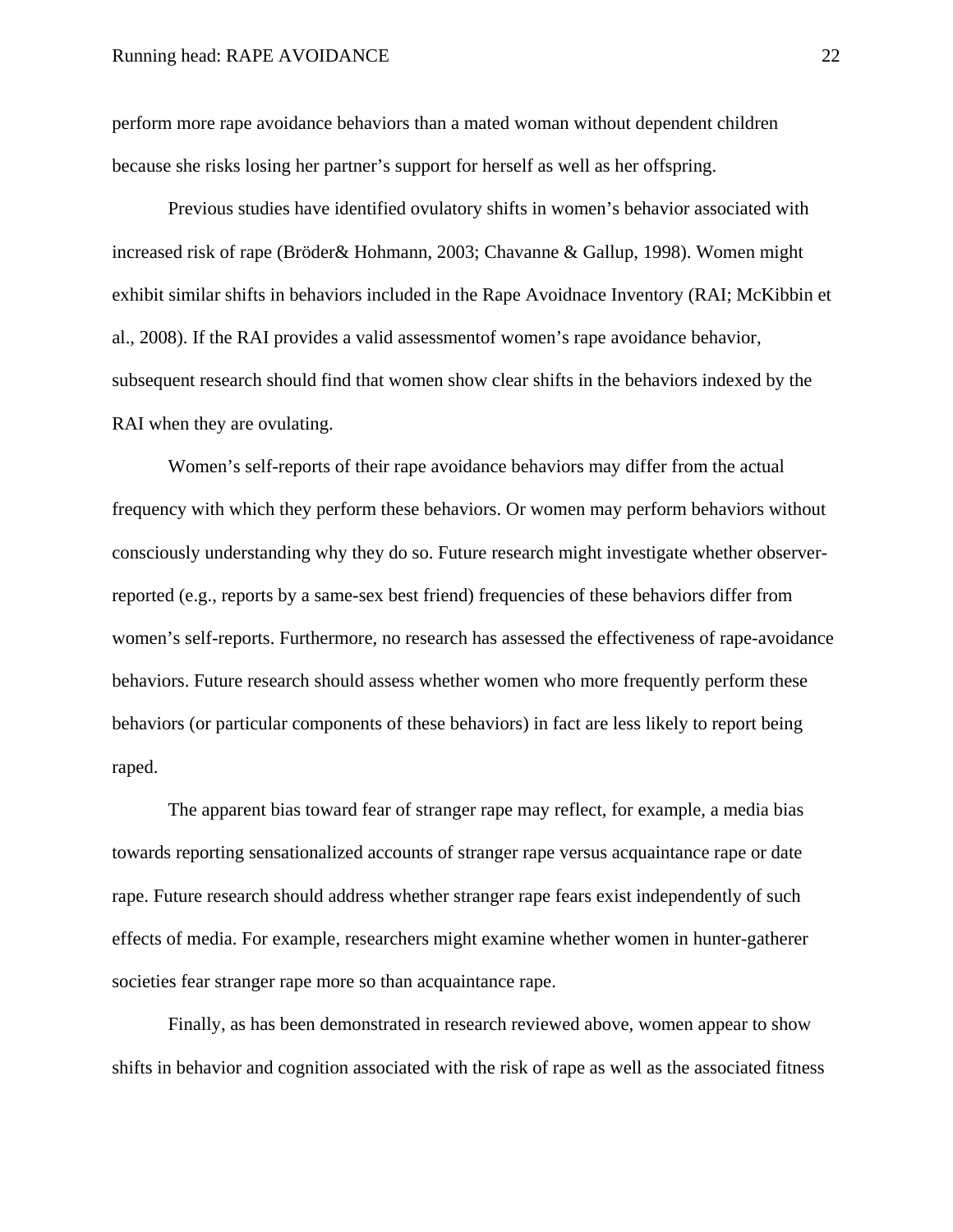perform more rape avoidance behaviors than a mated woman without dependent children because she risks losing her partner's support for herself as well as her offspring.

Previous studies have identified ovulatory shifts in women's behavior associated with increased risk of rape (Bröder& Hohmann, 2003; Chavanne & Gallup, 1998). Women might exhibit similar shifts in behaviors included in the Rape Avoidnace Inventory (RAI; McKibbin et al., 2008). If the RAI provides a valid assessmentof women's rape avoidance behavior, subsequent research should find that women show clear shifts in the behaviors indexed by the RAI when they are ovulating.

Women's self-reports of their rape avoidance behaviors may differ from the actual frequency with which they perform these behaviors. Or women may perform behaviors without consciously understanding why they do so. Future research might investigate whether observer-reported (e.g., reports by a same-sex best friend) frequencies of these behaviors differ from women's self-reports. Furthermore, no research has assessed the effectiveness of rape-avoidance behaviors. Future research should assess whether women who more frequently perform these behaviors (or particular components of these behaviors) in fact are less likely to report being raped.

The apparent bias toward fear of stranger rape may reflect, for example, a media bias towards reporting sensationalized accounts of stranger rape versus acquaintance rape or date rape. Future research should address whether stranger rape fears exist independently of such effects of media. For example, researchers might examine whether women in hunter-gatherer societies fear stranger rape more so than acquaintance rape.

Finally, as has been demonstrated in research reviewed above, women appear to show shifts in behavior and cognition associated with the risk of rape as well as the associated fitness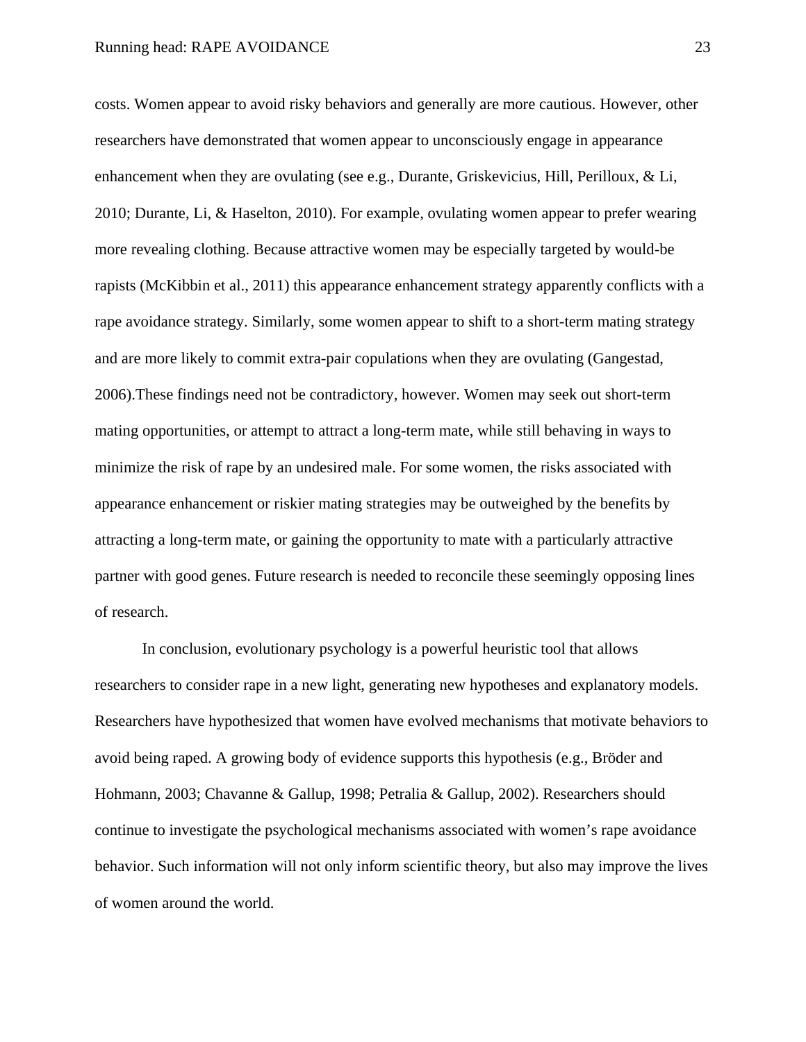costs. Women appear to avoid risky behaviors and generally are more cautious. However, other researchers have demonstrated that women appear to unconsciously engage in appearance enhancement when they are ovulating (see e.g., Durante, Griskevicius, Hill, Perilloux, & Li, 2010; Durante, Li, & Haselton, 2010). For example, ovulating women appear to prefer wearing more revealing clothing. Because attractive women may be especially targeted by would-be rapists (McKibbin et al., 2011) this appearance enhancement strategy apparently conflicts with a rape avoidance strategy. Similarly, some women appear to shift to a short-term mating strategy and are more likely to commit extra-pair copulations when they are ovulating (Gangestad, 2006).These findings need not be contradictory, however. Women may seek out short-term mating opportunities, or attempt to attract a long-term mate, while still behaving in ways to minimize the risk of rape by an undesired male. For some women, the risks associated with appearance enhancement or riskier mating strategies may be outweighed by the benefits by attracting a long-term mate, or gaining the opportunity to mate with a particularly attractive partner with good genes. Future research is needed to reconcile these seemingly opposing lines of research.

In conclusion, evolutionary psychology is a powerful heuristic tool that allows researchers to consider rape in a new light, generating new hypotheses and explanatory models. Researchers have hypothesized that women have evolved mechanisms that motivate behaviors to avoid being raped. A growing body of evidence supports this hypothesis (e.g., Bröder and Hohmann, 2003; Chavanne & Gallup, 1998; Petralia & Gallup, 2002). Researchers should continue to investigate the psychological mechanisms associated with women's rape avoidance behavior. Such information will not only inform scientific theory, but also may improve the lives of women around the world.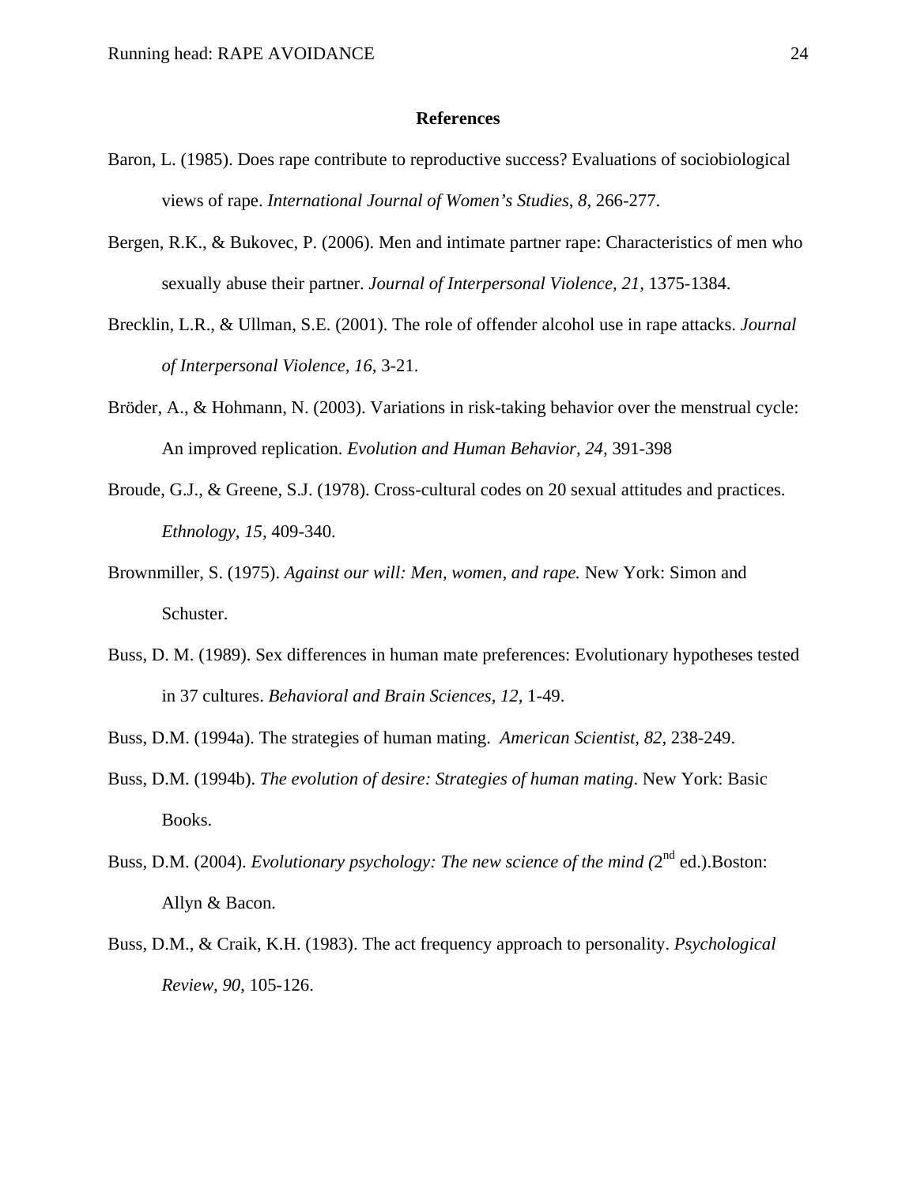## References

Baron, L. (1985). Does rape contribute to reproductive success? Evaluations of sociobiological views of rape. *International Journal of Women's Studies, 8*, 266-277.

Bergen, R.K., & Bukovec, P. (2006). Men and intimate partner rape: Characteristics of men who sexually abuse their partner. *Journal of Interpersonal Violence, 21*, 1375-1384.

Brecklin, L.R., & Ullman, S.E. (2001). The role of offender alcohol use in rape attacks. *Journal of Interpersonal Violence, 16*, 3-21.

Bröder, A., & Hohmann, N. (2003). Variations in risk-taking behavior over the menstrual cycle: An improved replication. *Evolution and Human Behavior, 24*, 391-398

Broude, G.J., & Greene, S.J. (1978). Cross-cultural codes on 20 sexual attitudes and practices. *Ethnology, 15*, 409-340.

Brownmiller, S. (1975). *Against our will: Men, women, and rape.* New York: Simon and Schuster.

Buss, D. M. (1989). Sex differences in human mate preferences: Evolutionary hypotheses tested in 37 cultures. *Behavioral and Brain Sciences, 12,* 1-49.

Buss, D.M. (1994a). The strategies of human mating. *American Scientist, 82*, 238-249.

Buss, D.M. (1994b). *The evolution of desire: Strategies of human mating*. New York: Basic Books.

Buss, D.M. (2004). *Evolutionary psychology: The new science of the mind (*2nd ed.).Boston: Allyn & Bacon.

Buss, D.M., & Craik, K.H. (1983). The act frequency approach to personality. *Psychological Review, 90*, 105-126.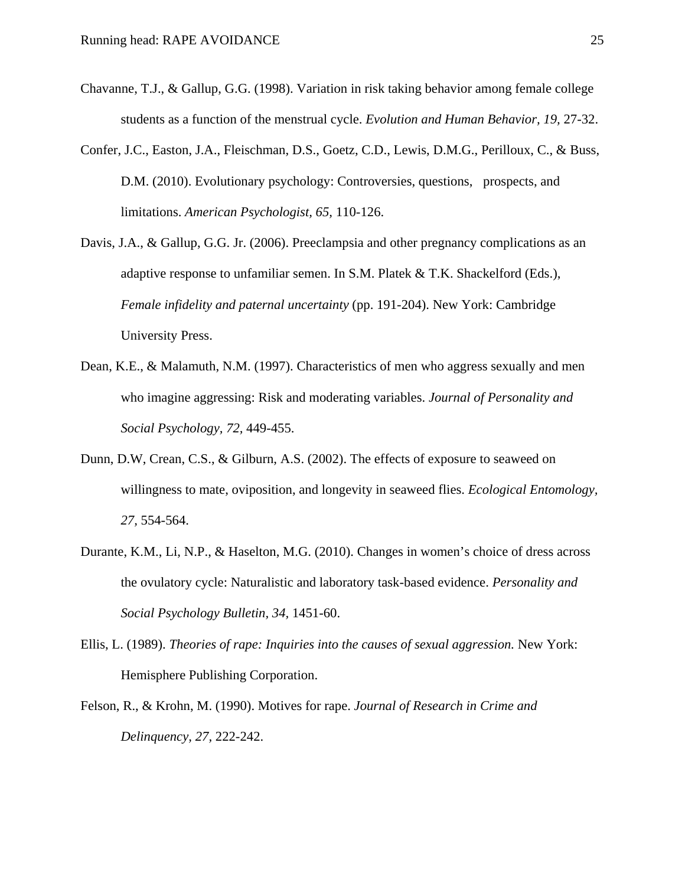Chavanne, T.J., & Gallup, G.G. (1998). Variation in risk taking behavior among female college students as a function of the menstrual cycle. *Evolution and Human Behavior, 19,* 27-32.

Confer, J.C., Easton, J.A., Fleischman, D.S., Goetz, C.D., Lewis, D.M.G., Perilloux, C., & Buss, D.M. (2010). Evolutionary psychology: Controversies, questions, prospects, and limitations. *American Psychologist, 65,* 110-126.

Davis, J.A., & Gallup, G.G. Jr. (2006). Preeclampsia and other pregnancy complications as an adaptive response to unfamiliar semen. In S.M. Platek & T.K. Shackelford (Eds.), *Female infidelity and paternal uncertainty* (pp. 191-204). New York: Cambridge University Press.

Dean, K.E., & Malamuth, N.M. (1997). Characteristics of men who aggress sexually and men who imagine aggressing: Risk and moderating variables. *Journal of Personality and Social Psychology, 72,* 449-455.

Dunn, D.W, Crean, C.S., & Gilburn, A.S. (2002). The effects of exposure to seaweed on willingness to mate, oviposition, and longevity in seaweed flies. *Ecological Entomology, 27,* 554-564.

Durante, K.M., Li, N.P., & Haselton, M.G. (2010). Changes in women's choice of dress across the ovulatory cycle: Naturalistic and laboratory task-based evidence. *Personality and Social Psychology Bulletin, 34*, 1451-60.

Ellis, L. (1989). *Theories of rape: Inquiries into the causes of sexual aggression.* New York: Hemisphere Publishing Corporation.

Felson, R., & Krohn, M. (1990). Motives for rape. *Journal of Research in Crime and Delinquency, 27,* 222-242.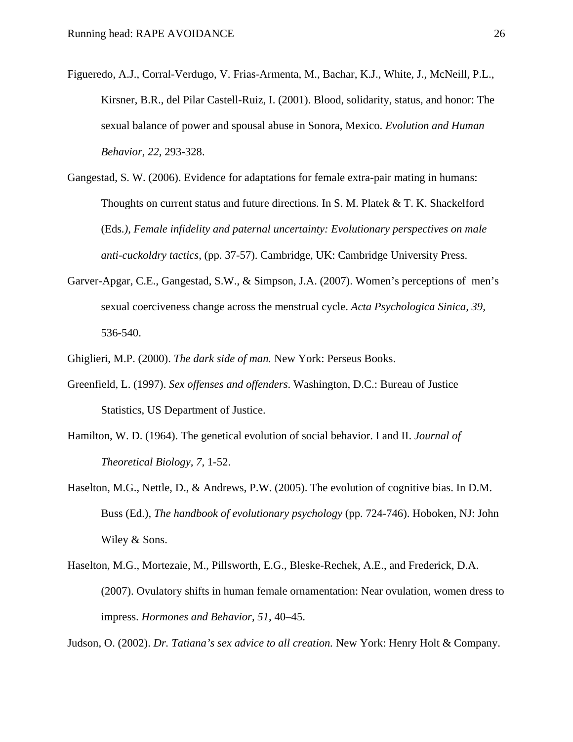Figueredo, A.J., Corral-Verdugo, V. Frias-Armenta, M., Bachar, K.J., White, J., McNeill, P.L., Kirsner, B.R., del Pilar Castell-Ruiz, I. (2001). Blood, solidarity, status, and honor: The sexual balance of power and spousal abuse in Sonora, Mexico. *Evolution and Human Behavior, 22,* 293-328.

Gangestad, S. W. (2006). Evidence for adaptations for female extra-pair mating in humans: Thoughts on current status and future directions. In S. M. Platek & T. K. Shackelford (Eds.*), Female infidelity and paternal uncertainty: Evolutionary perspectives on male anti-cuckoldry tactics*, (pp. 37-57). Cambridge, UK: Cambridge University Press.

Garver-Apgar, C.E., Gangestad, S.W., & Simpson, J.A. (2007). Women's perceptions of men's sexual coerciveness change across the menstrual cycle. *Acta Psychologica Sinica, 39,* 536-540.

Ghiglieri, M.P. (2000). *The dark side of man.* New York: Perseus Books.

Greenfield, L. (1997). *Sex offenses and offenders*. Washington, D.C.: Bureau of Justice Statistics, US Department of Justice.

Hamilton, W. D. (1964). The genetical evolution of social behavior. I and II. *Journal of Theoretical Biology, 7,* 1-52.

Haselton, M.G., Nettle, D., & Andrews, P.W. (2005). The evolution of cognitive bias. In D.M. Buss (Ed.), *The handbook of evolutionary psychology* (pp. 724-746). Hoboken, NJ: John Wiley & Sons.

Haselton, M.G., Mortezaie, M., Pillsworth, E.G., Bleske-Rechek, A.E., and Frederick, D.A. (2007). Ovulatory shifts in human female ornamentation: Near ovulation, women dress to impress. *Hormones and Behavior, 51*, 40–45.

Judson, O. (2002). *Dr. Tatiana's sex advice to all creation.* New York: Henry Holt & Company.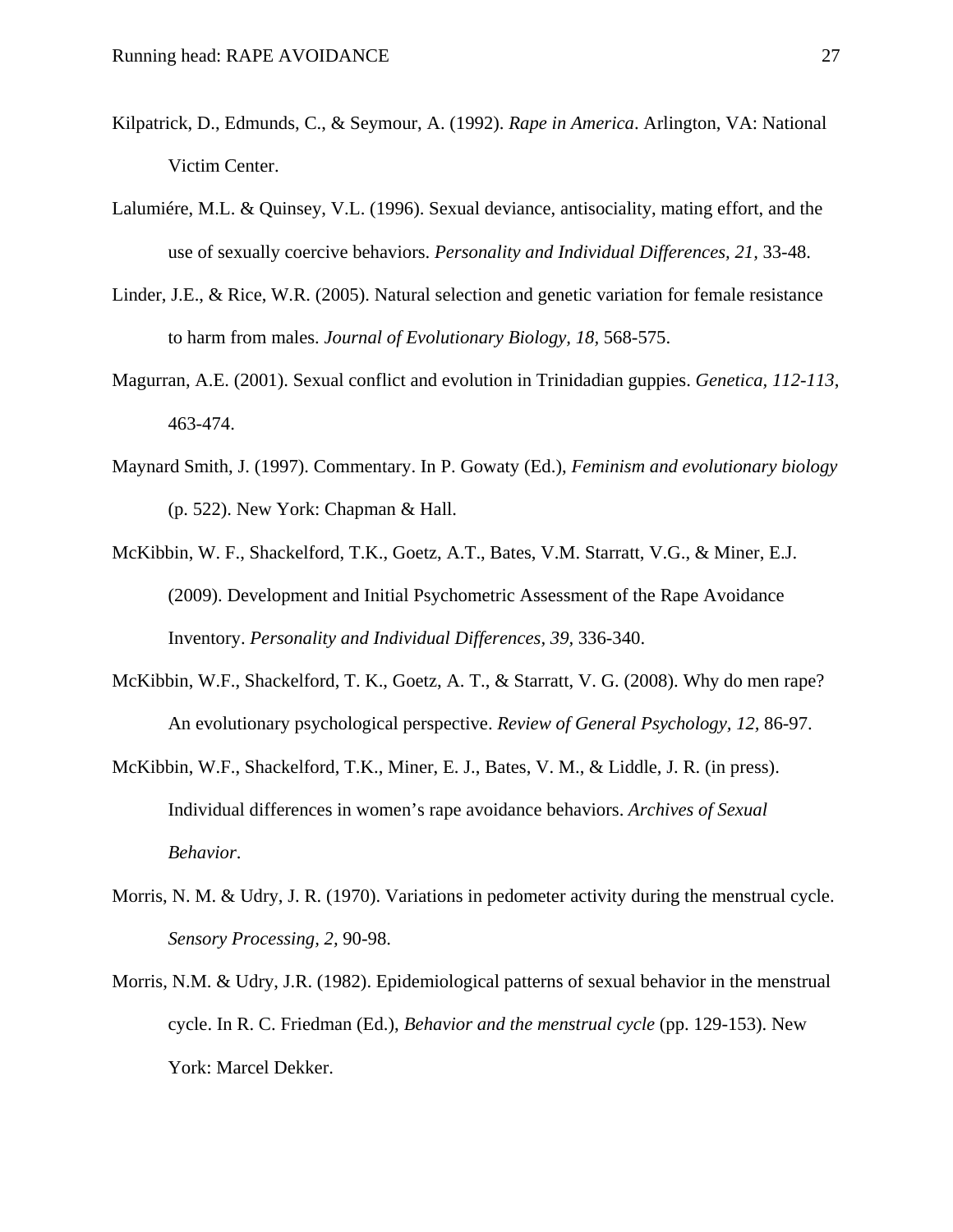Kilpatrick, D., Edmunds, C., & Seymour, A. (1992). *Rape in America*. Arlington, VA: National Victim Center.

Lalumiére, M.L. & Quinsey, V.L. (1996). Sexual deviance, antisociality, mating effort, and the use of sexually coercive behaviors. *Personality and Individual Differences, 21*, 33-48.

Linder, J.E., & Rice, W.R. (2005). Natural selection and genetic variation for female resistance to harm from males. *Journal of Evolutionary Biology, 18*, 568-575.

Magurran, A.E. (2001). Sexual conflict and evolution in Trinidadian guppies. *Genetica, 112-113*, 463-474.

Maynard Smith, J. (1997). Commentary. In P. Gowaty (Ed.), *Feminism and evolutionary biology* (p. 522). New York: Chapman & Hall.

McKibbin, W. F., Shackelford, T.K., Goetz, A.T., Bates, V.M. Starratt, V.G., & Miner, E.J. (2009). Development and Initial Psychometric Assessment of the Rape Avoidance Inventory. *Personality and Individual Differences, 39,* 336-340.

McKibbin, W.F., Shackelford, T. K., Goetz, A. T., & Starratt, V. G. (2008). Why do men rape? An evolutionary psychological perspective. *Review of General Psychology, 12,* 86-97.

McKibbin, W.F., Shackelford, T.K., Miner, E. J., Bates, V. M., & Liddle, J. R. (in press). Individual differences in women's rape avoidance behaviors. *Archives of Sexual Behavior*.

Morris, N. M. & Udry, J. R. (1970). Variations in pedometer activity during the menstrual cycle. *Sensory Processing, 2,* 90-98.

Morris, N.M. & Udry, J.R. (1982). Epidemiological patterns of sexual behavior in the menstrual cycle. In R. C. Friedman (Ed.), *Behavior and the menstrual cycle* (pp. 129-153). New York: Marcel Dekker.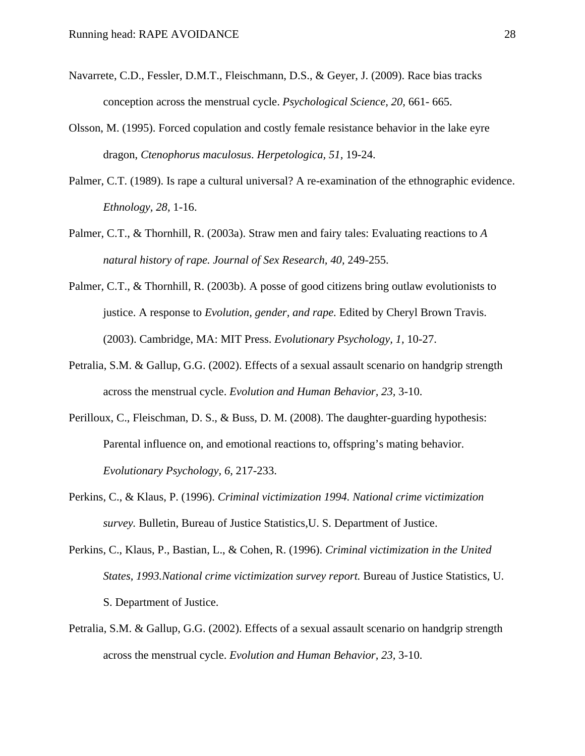Navarrete, C.D., Fessler, D.M.T., Fleischmann, D.S., & Geyer, J. (2009). Race bias tracks conception across the menstrual cycle. *Psychological Science, 20,* 661- 665.

Olsson, M. (1995). Forced copulation and costly female resistance behavior in the lake eyre dragon, *Ctenophorus maculosus*. *Herpetologica, 51,* 19-24.

Palmer, C.T. (1989). Is rape a cultural universal? A re-examination of the ethnographic evidence. *Ethnology, 28,* 1-16.

Palmer, C.T., & Thornhill, R. (2003a). Straw men and fairy tales: Evaluating reactions to *A natural history of rape. Journal of Sex Research, 40,* 249-255.

Palmer, C.T., & Thornhill, R. (2003b). A posse of good citizens bring outlaw evolutionists to justice. A response to *Evolution, gender, and rape.* Edited by Cheryl Brown Travis. (2003). Cambridge, MA: MIT Press. *Evolutionary Psychology, 1,* 10-27.

Petralia, S.M. & Gallup, G.G. (2002). Effects of a sexual assault scenario on handgrip strength across the menstrual cycle. *Evolution and Human Behavior, 23,* 3-10.

Perilloux, C., Fleischman, D. S., & Buss, D. M. (2008). The daughter-guarding hypothesis: Parental influence on, and emotional reactions to, offspring's mating behavior. *Evolutionary Psychology, 6,* 217-233.

Perkins, C., & Klaus, P. (1996). *Criminal victimization 1994. National crime victimization survey.* Bulletin, Bureau of Justice Statistics,U. S. Department of Justice.

Perkins, C., Klaus, P., Bastian, L., & Cohen, R. (1996). *Criminal victimization in the United States, 1993.National crime victimization survey report.* Bureau of Justice Statistics, U. S. Department of Justice.

Petralia, S.M. & Gallup, G.G. (2002). Effects of a sexual assault scenario on handgrip strength across the menstrual cycle. *Evolution and Human Behavior, 23,* 3-10.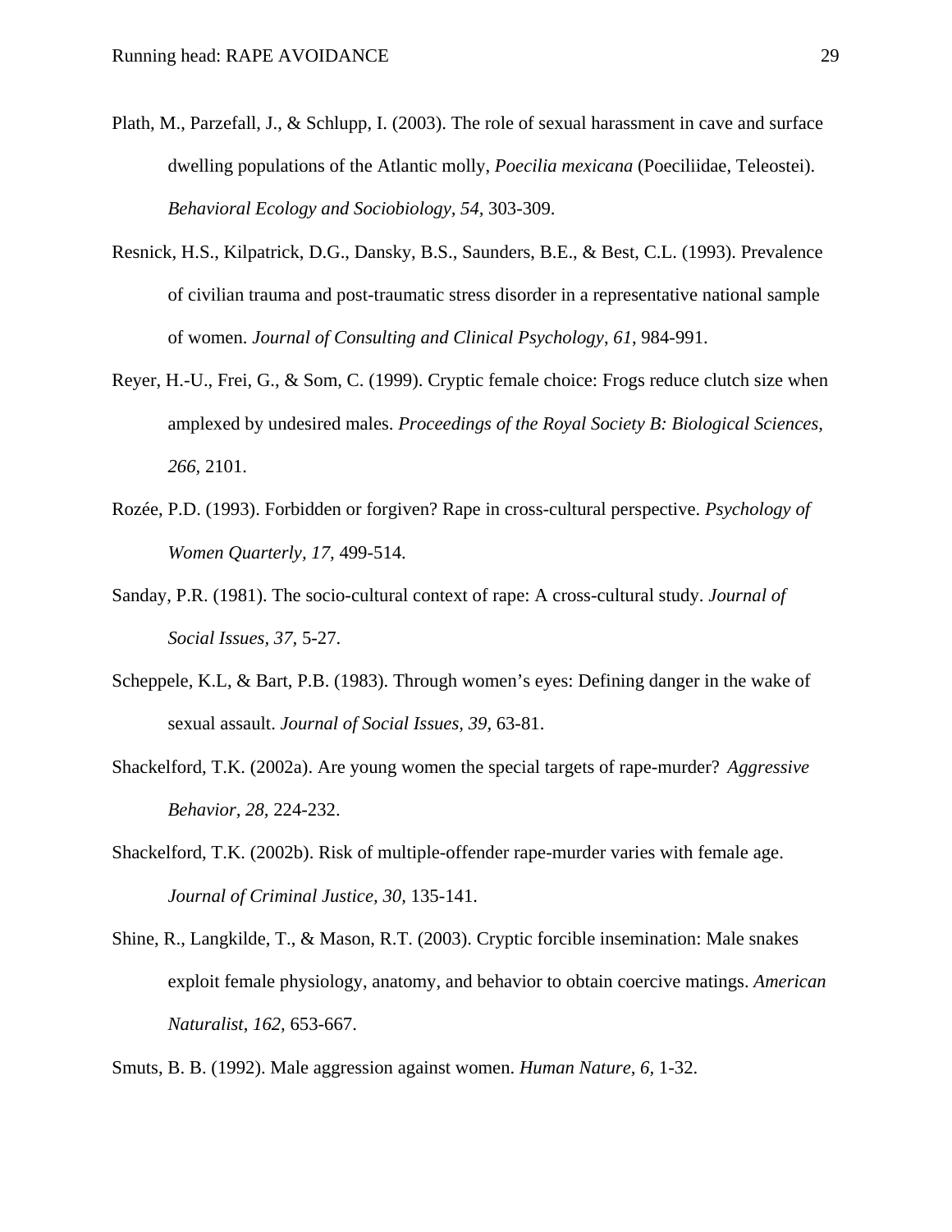Plath, M., Parzefall, J., & Schlupp, I. (2003). The role of sexual harassment in cave and surface dwelling populations of the Atlantic molly, *Poecilia mexicana* (Poeciliidae, Teleostei). *Behavioral Ecology and Sociobiology, 54,* 303-309.

Resnick, H.S., Kilpatrick, D.G., Dansky, B.S., Saunders, B.E., & Best, C.L. (1993). Prevalence of civilian trauma and post-traumatic stress disorder in a representative national sample of women. *Journal of Consulting and Clinical Psychology, 61*, 984-991.

Reyer, H.-U., Frei, G., & Som, C. (1999). Cryptic female choice: Frogs reduce clutch size when amplexed by undesired males. *Proceedings of the Royal Society B: Biological Sciences, 266,* 2101.

Rozée, P.D. (1993). Forbidden or forgiven? Rape in cross-cultural perspective. *Psychology of Women Quarterly, 17,* 499-514.

Sanday, P.R. (1981). The socio-cultural context of rape: A cross-cultural study. *Journal of Social Issues, 37,* 5-27.

Scheppele, K.L, & Bart, P.B. (1983). Through women's eyes: Defining danger in the wake of sexual assault. *Journal of Social Issues, 39,* 63-81.

Shackelford, T.K. (2002a). Are young women the special targets of rape-murder? *Aggressive Behavior, 28,* 224-232.

Shackelford, T.K. (2002b). Risk of multiple-offender rape-murder varies with female age. *Journal of Criminal Justice, 30,* 135-141.

Shine, R., Langkilde, T., & Mason, R.T. (2003). Cryptic forcible insemination: Male snakes exploit female physiology, anatomy, and behavior to obtain coercive matings. *American Naturalist*, *162,* 653-667.

Smuts, B. B. (1992). Male aggression against women. *Human Nature, 6,* 1-32.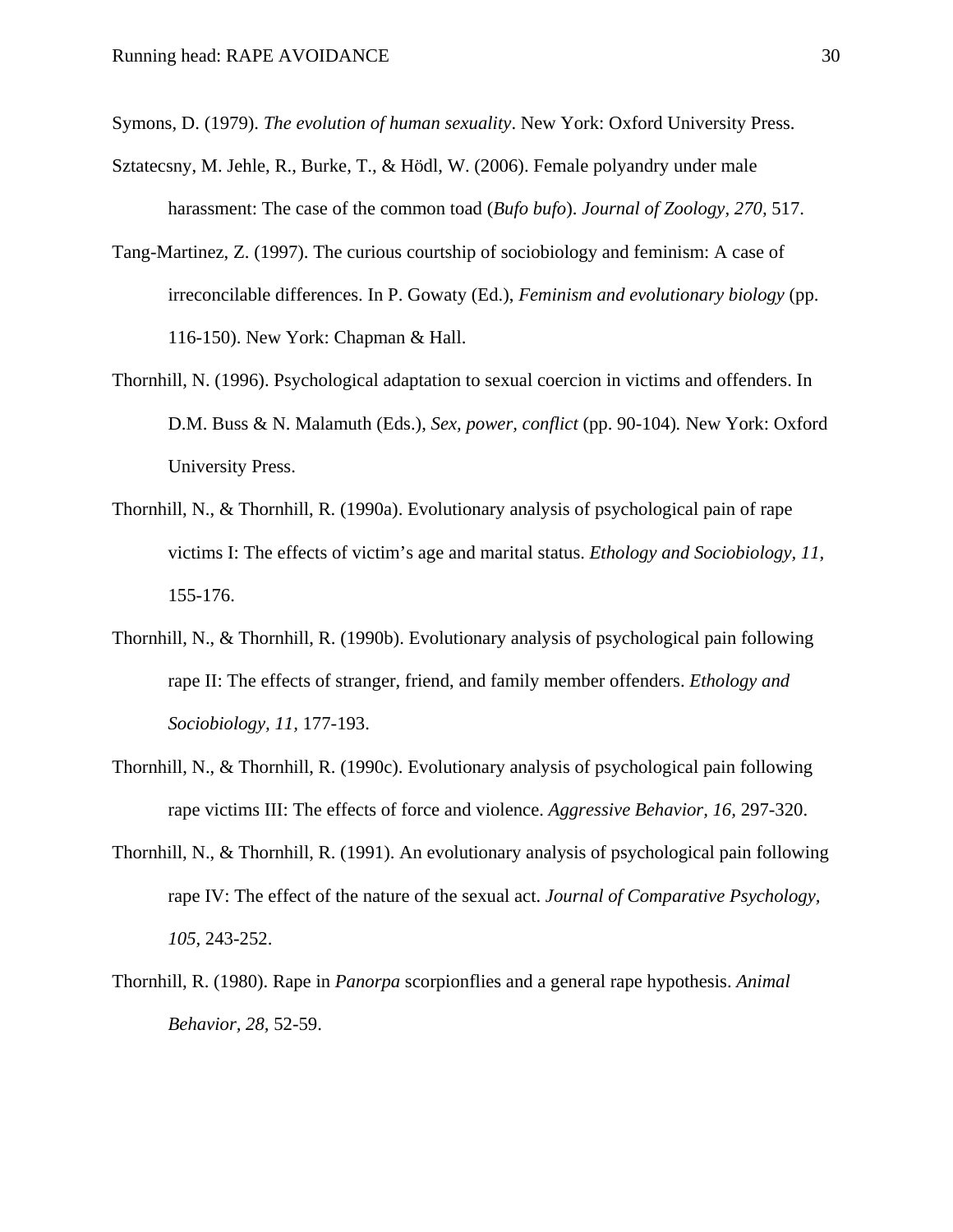Symons, D. (1979). *The evolution of human sexuality*. New York: Oxford University Press.

Sztatecsny, M. Jehle, R., Burke, T., & Hödl, W. (2006). Female polyandry under male harassment: The case of the common toad (*Bufo bufo*). *Journal of Zoology*, *270*, 517.

Tang-Martinez, Z. (1997). The curious courtship of sociobiology and feminism: A case of irreconcilable differences. In P. Gowaty (Ed.), *Feminism and evolutionary biology* (pp. 116-150). New York: Chapman & Hall.

Thornhill, N. (1996). Psychological adaptation to sexual coercion in victims and offenders. In D.M. Buss & N. Malamuth (Eds.), *Sex, power, conflict* (pp. 90-104). New York: Oxford University Press.

Thornhill, N., & Thornhill, R. (1990a). Evolutionary analysis of psychological pain of rape victims I: The effects of victim's age and marital status. *Ethology and Sociobiology, 11,* 155-176.

Thornhill, N., & Thornhill, R. (1990b). Evolutionary analysis of psychological pain following rape II: The effects of stranger, friend, and family member offenders. *Ethology and Sociobiology, 11,* 177-193.

Thornhill, N., & Thornhill, R. (1990c). Evolutionary analysis of psychological pain following rape victims III: The effects of force and violence. *Aggressive Behavior, 16,* 297-320.

Thornhill, N., & Thornhill, R. (1991). An evolutionary analysis of psychological pain following rape IV: The effect of the nature of the sexual act. *Journal of Comparative Psychology, 105,* 243-252.

Thornhill, R. (1980). Rape in *Panorpa* scorpionflies and a general rape hypothesis. *Animal Behavior*, *28*, 52-59.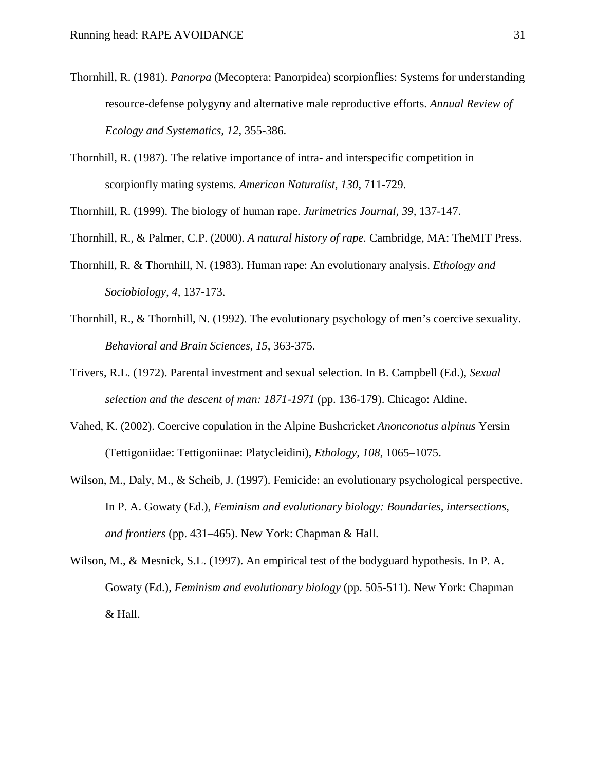Thornhill, R. (1981). *Panorpa* (Mecoptera: Panorpidea) scorpionflies: Systems for understanding resource-defense polygyny and alternative male reproductive efforts. *Annual Review of Ecology and Systematics, 12,* 355-386.

Thornhill, R. (1987). The relative importance of intra- and interspecific competition in scorpionfly mating systems. *American Naturalist, 130*, 711-729.

Thornhill, R. (1999). The biology of human rape. *Jurimetrics Journal, 39,* 137-147.

Thornhill, R., & Palmer, C.P. (2000). *A natural history of rape.* Cambridge, MA: TheMIT Press.

Thornhill, R. & Thornhill, N. (1983). Human rape: An evolutionary analysis. *Ethology and Sociobiology, 4,* 137-173.

Thornhill, R., & Thornhill, N. (1992). The evolutionary psychology of men's coercive sexuality. *Behavioral and Brain Sciences, 15,* 363-375.

Trivers, R.L. (1972). Parental investment and sexual selection. In B. Campbell (Ed.), *Sexual selection and the descent of man: 1871-1971* (pp. 136-179). Chicago: Aldine.

Vahed, K. (2002). Coercive copulation in the Alpine Bushcricket *Anonconotus alpinus* Yersin (Tettigoniidae: Tettigoniinae: Platycleidini), *Ethology, 108,* 1065–1075.

Wilson, M., Daly, M., & Scheib, J. (1997). Femicide: an evolutionary psychological perspective. In P. A. Gowaty (Ed.), *Feminism and evolutionary biology: Boundaries, intersections, and frontiers* (pp. 431–465). New York: Chapman & Hall.

Wilson, M., & Mesnick, S.L. (1997). An empirical test of the bodyguard hypothesis. In P. A. Gowaty (Ed.), *Feminism and evolutionary biology* (pp. 505-511). New York: Chapman & Hall.